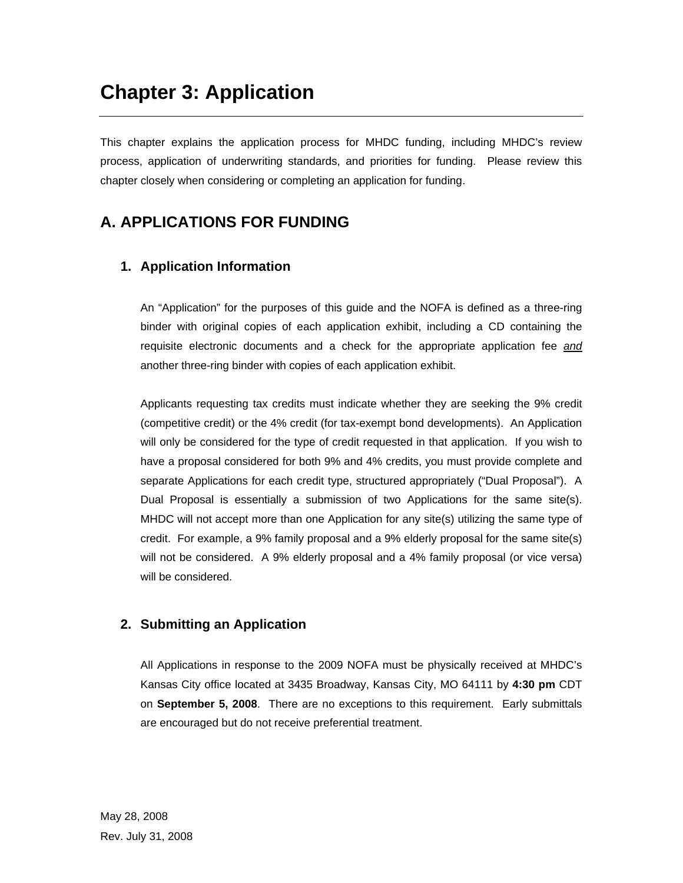# Chapter 3: Application

This chapter explains the application process for MHDC funding, including MHDC's review process, application of underwriting standards, and priorities for funding. Please review this chapter closely when considering or completing an application for funding.

## A. APPLICATIONS FOR FUNDING

### 1. Application Information

An "Application" for the purposes of this guide and the NOFA is defined as a three-ring binder with original copies of each application exhibit, including a CD containing the requisite electronic documents and a check for the appropriate application fee ***and*** another three-ring binder with copies of each application exhibit.

Applicants requesting tax credits must indicate whether they are seeking the 9% credit (competitive credit) or the 4% credit (for tax-exempt bond developments). An Application will only be considered for the type of credit requested in that application. If you wish to have a proposal considered for both 9% and 4% credits, you must provide complete and separate Applications for each credit type, structured appropriately ("Dual Proposal"). A Dual Proposal is essentially a submission of two Applications for the same site(s). MHDC will not accept more than one Application for any site(s) utilizing the same type of credit. For example, a 9% family proposal and a 9% elderly proposal for the same site(s) will not be considered. A 9% elderly proposal and a 4% family proposal (or vice versa) will be considered.

### 2. Submitting an Application

All Applications in response to the 2009 NOFA must be physically received at MHDC's Kansas City office located at 3435 Broadway, Kansas City, MO 64111 by **4:30 pm** CDT on **September 5, 2008**. There are no exceptions to this requirement. Early submittals are encouraged but do not receive preferential treatment.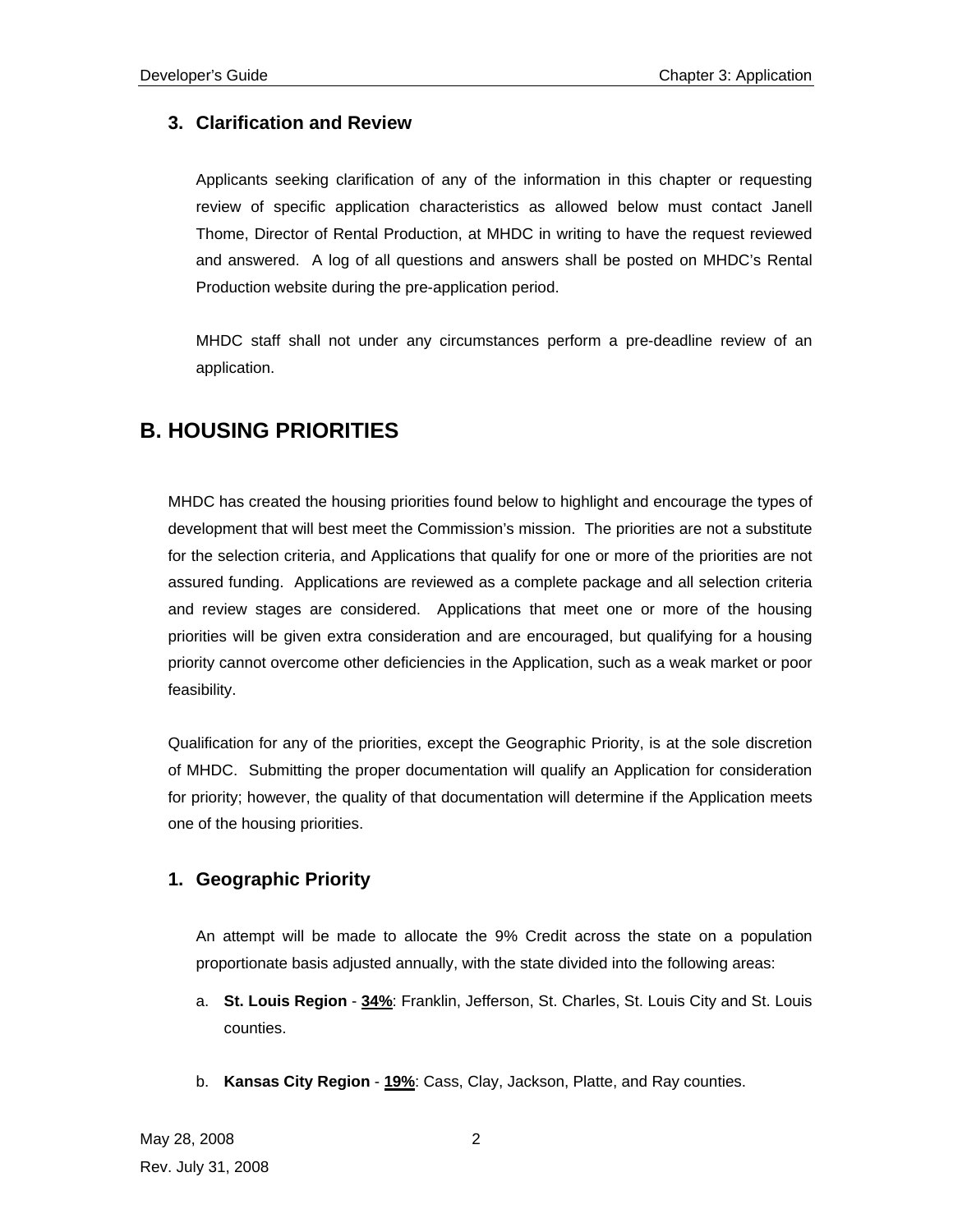### 3. Clarification and Review

Applicants seeking clarification of any of the information in this chapter or requesting review of specific application characteristics as allowed below must contact Janell Thome, Director of Rental Production, at MHDC in writing to have the request reviewed and answered. A log of all questions and answers shall be posted on MHDC's Rental Production website during the pre-application period.

MHDC staff shall not under any circumstances perform a pre-deadline review of an application.

## B. HOUSING PRIORITIES

MHDC has created the housing priorities found below to highlight and encourage the types of development that will best meet the Commission's mission. The priorities are not a substitute for the selection criteria, and Applications that qualify for one or more of the priorities are not assured funding. Applications are reviewed as a complete package and all selection criteria and review stages are considered. Applications that meet one or more of the housing priorities will be given extra consideration and are encouraged, but qualifying for a housing priority cannot overcome other deficiencies in the Application, such as a weak market or poor feasibility.

Qualification for any of the priorities, except the Geographic Priority, is at the sole discretion of MHDC. Submitting the proper documentation will qualify an Application for consideration for priority; however, the quality of that documentation will determine if the Application meets one of the housing priorities.

### 1. Geographic Priority

An attempt will be made to allocate the 9% Credit across the state on a population proportionate basis adjusted annually, with the state divided into the following areas:

a. **St. Louis Region** - **34%**: Franklin, Jefferson, St. Charles, St. Louis City and St. Louis counties.

b. **Kansas City Region** - **19%**: Cass, Clay, Jackson, Platte, and Ray counties.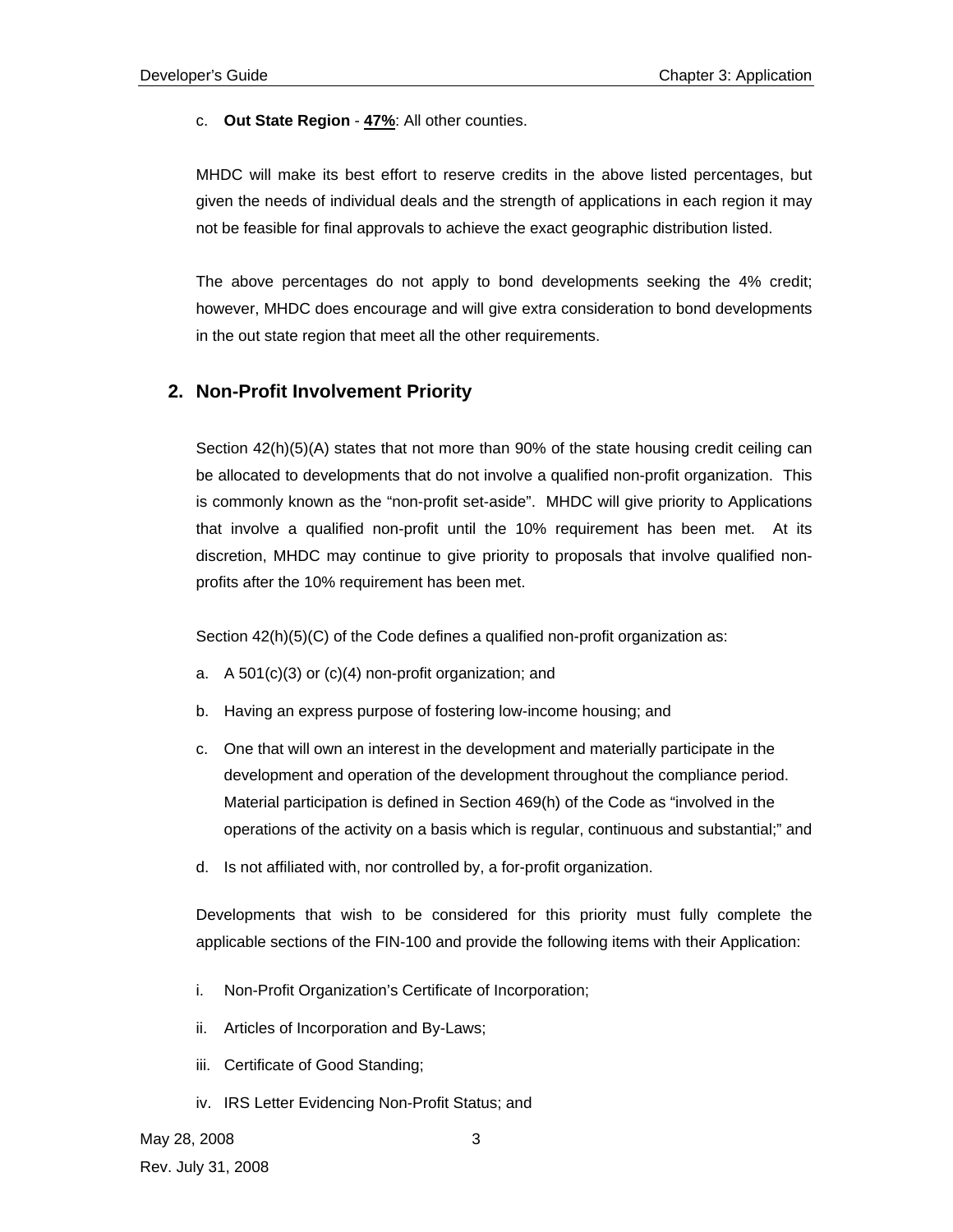c. **Out State Region** - **47%**: All other counties.

MHDC will make its best effort to reserve credits in the above listed percentages, but given the needs of individual deals and the strength of applications in each region it may not be feasible for final approvals to achieve the exact geographic distribution listed.

The above percentages do not apply to bond developments seeking the 4% credit; however, MHDC does encourage and will give extra consideration to bond developments in the out state region that meet all the other requirements.

## 2. Non-Profit Involvement Priority

Section 42(h)(5)(A) states that not more than 90% of the state housing credit ceiling can be allocated to developments that do not involve a qualified non-profit organization. This is commonly known as the "non-profit set-aside". MHDC will give priority to Applications that involve a qualified non-profit until the 10% requirement has been met. At its discretion, MHDC may continue to give priority to proposals that involve qualified non-profits after the 10% requirement has been met.

Section 42(h)(5)(C) of the Code defines a qualified non-profit organization as:

a. A 501(c)(3) or (c)(4) non-profit organization; and

b. Having an express purpose of fostering low-income housing; and

c. One that will own an interest in the development and materially participate in the development and operation of the development throughout the compliance period. Material participation is defined in Section 469(h) of the Code as "involved in the operations of the activity on a basis which is regular, continuous and substantial;" and

d. Is not affiliated with, nor controlled by, a for-profit organization.

Developments that wish to be considered for this priority must fully complete the applicable sections of the FIN-100 and provide the following items with their Application:

i. Non-Profit Organization's Certificate of Incorporation;

ii. Articles of Incorporation and By-Laws;

iii. Certificate of Good Standing;

iv. IRS Letter Evidencing Non-Profit Status; and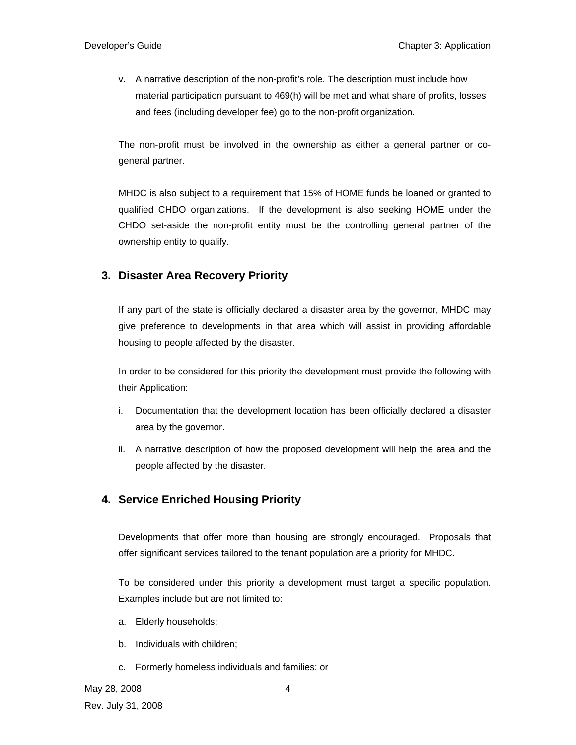v. A narrative description of the non-profit's role. The description must include how material participation pursuant to 469(h) will be met and what share of profits, losses and fees (including developer fee) go to the non-profit organization.

The non-profit must be involved in the ownership as either a general partner or co-general partner.

MHDC is also subject to a requirement that 15% of HOME funds be loaned or granted to qualified CHDO organizations. If the development is also seeking HOME under the CHDO set-aside the non-profit entity must be the controlling general partner of the ownership entity to qualify.

## 3. Disaster Area Recovery Priority

If any part of the state is officially declared a disaster area by the governor, MHDC may give preference to developments in that area which will assist in providing affordable housing to people affected by the disaster.

In order to be considered for this priority the development must provide the following with their Application:

i. Documentation that the development location has been officially declared a disaster area by the governor.

ii. A narrative description of how the proposed development will help the area and the people affected by the disaster.

## 4. Service Enriched Housing Priority

Developments that offer more than housing are strongly encouraged. Proposals that offer significant services tailored to the tenant population are a priority for MHDC.

To be considered under this priority a development must target a specific population. Examples include but are not limited to:

a. Elderly households;

b. Individuals with children;

c. Formerly homeless individuals and families; or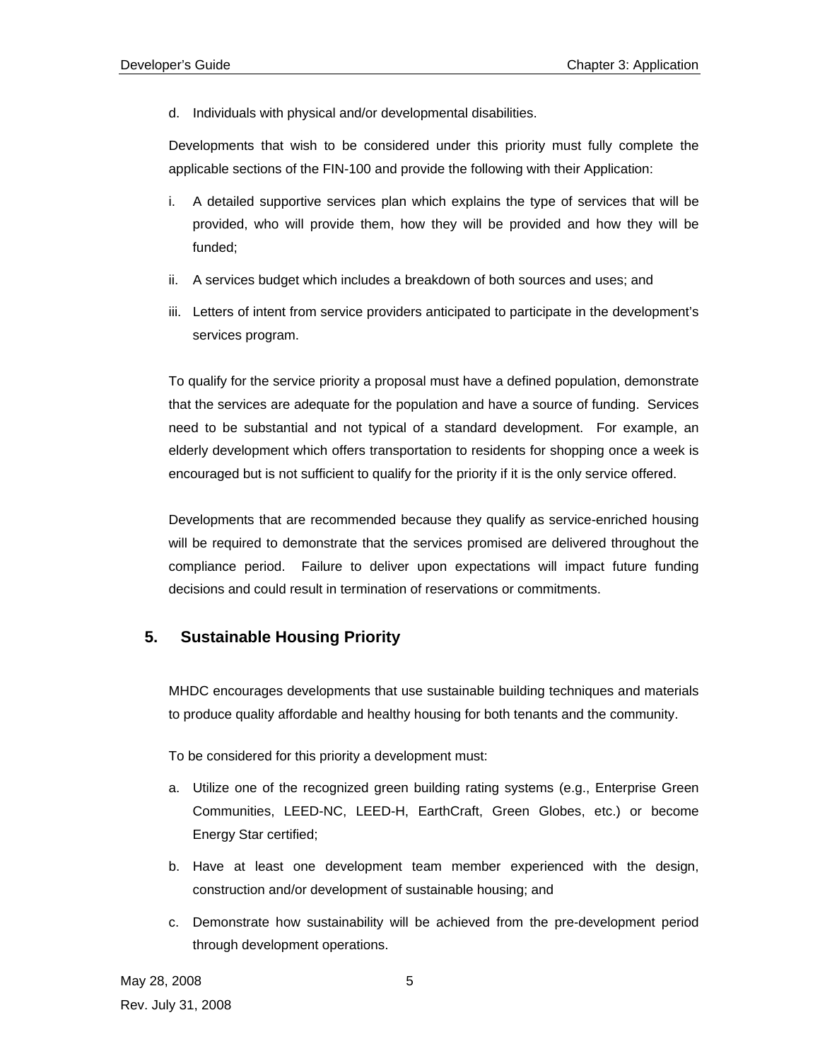d. Individuals with physical and/or developmental disabilities.

Developments that wish to be considered under this priority must fully complete the applicable sections of the FIN-100 and provide the following with their Application:

i. A detailed supportive services plan which explains the type of services that will be provided, who will provide them, how they will be provided and how they will be funded;

ii. A services budget which includes a breakdown of both sources and uses; and

iii. Letters of intent from service providers anticipated to participate in the development's services program.

To qualify for the service priority a proposal must have a defined population, demonstrate that the services are adequate for the population and have a source of funding. Services need to be substantial and not typical of a standard development. For example, an elderly development which offers transportation to residents for shopping once a week is encouraged but is not sufficient to qualify for the priority if it is the only service offered.

Developments that are recommended because they qualify as service-enriched housing will be required to demonstrate that the services promised are delivered throughout the compliance period. Failure to deliver upon expectations will impact future funding decisions and could result in termination of reservations or commitments.

## 5. Sustainable Housing Priority

MHDC encourages developments that use sustainable building techniques and materials to produce quality affordable and healthy housing for both tenants and the community.

To be considered for this priority a development must:

a. Utilize one of the recognized green building rating systems (e.g., Enterprise Green Communities, LEED-NC, LEED-H, EarthCraft, Green Globes, etc.) or become Energy Star certified;

b. Have at least one development team member experienced with the design, construction and/or development of sustainable housing; and

c. Demonstrate how sustainability will be achieved from the pre-development period through development operations.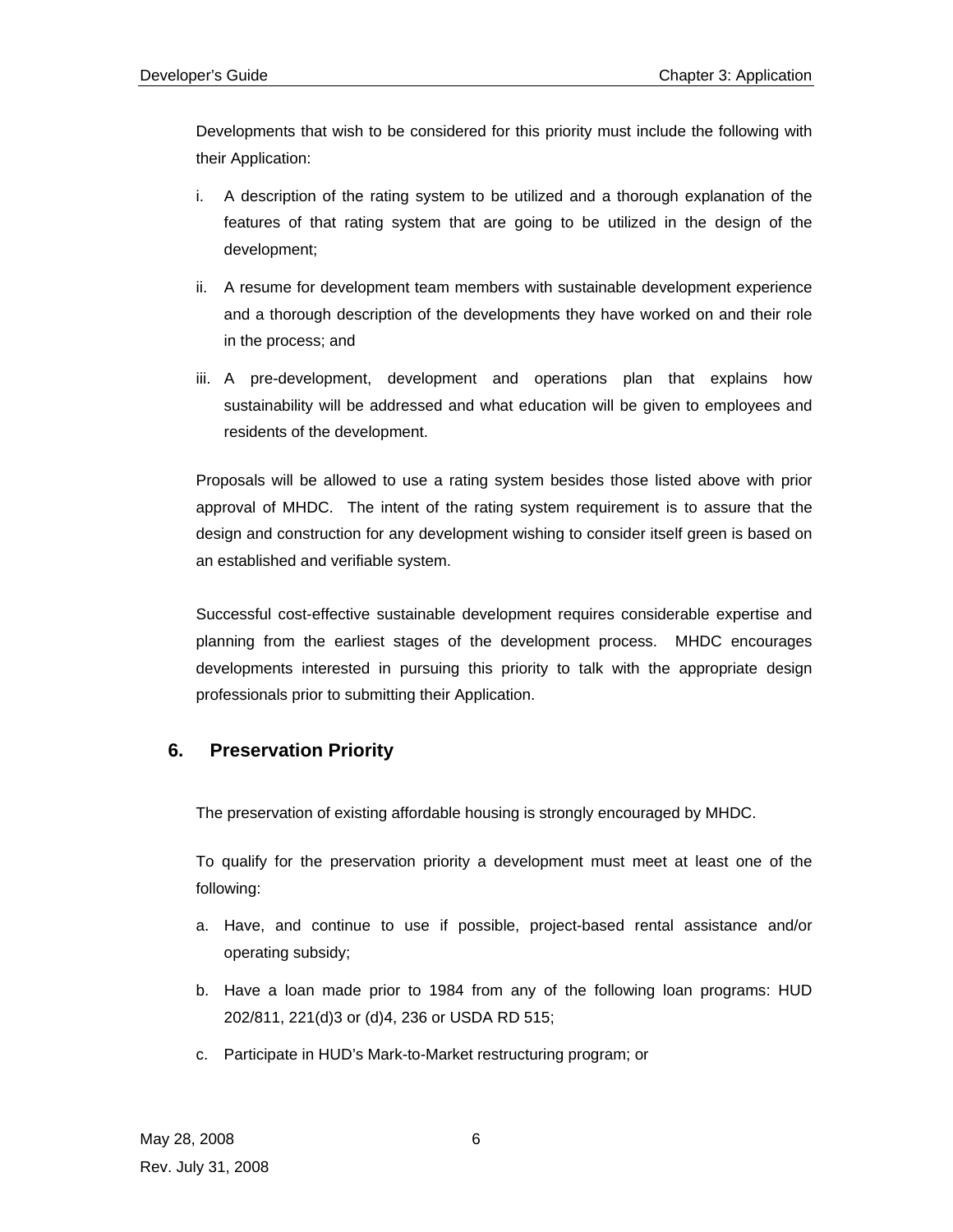Developments that wish to be considered for this priority must include the following with their Application:

i. A description of the rating system to be utilized and a thorough explanation of the features of that rating system that are going to be utilized in the design of the development;

ii. A resume for development team members with sustainable development experience and a thorough description of the developments they have worked on and their role in the process; and

iii. A pre-development, development and operations plan that explains how sustainability will be addressed and what education will be given to employees and residents of the development.

Proposals will be allowed to use a rating system besides those listed above with prior approval of MHDC. The intent of the rating system requirement is to assure that the design and construction for any development wishing to consider itself green is based on an established and verifiable system.

Successful cost-effective sustainable development requires considerable expertise and planning from the earliest stages of the development process. MHDC encourages developments interested in pursuing this priority to talk with the appropriate design professionals prior to submitting their Application.

## 6. Preservation Priority

The preservation of existing affordable housing is strongly encouraged by MHDC.

To qualify for the preservation priority a development must meet at least one of the following:

a. Have, and continue to use if possible, project-based rental assistance and/or operating subsidy;

b. Have a loan made prior to 1984 from any of the following loan programs: HUD 202/811, 221(d)3 or (d)4, 236 or USDA RD 515;

c. Participate in HUD's Mark-to-Market restructuring program; or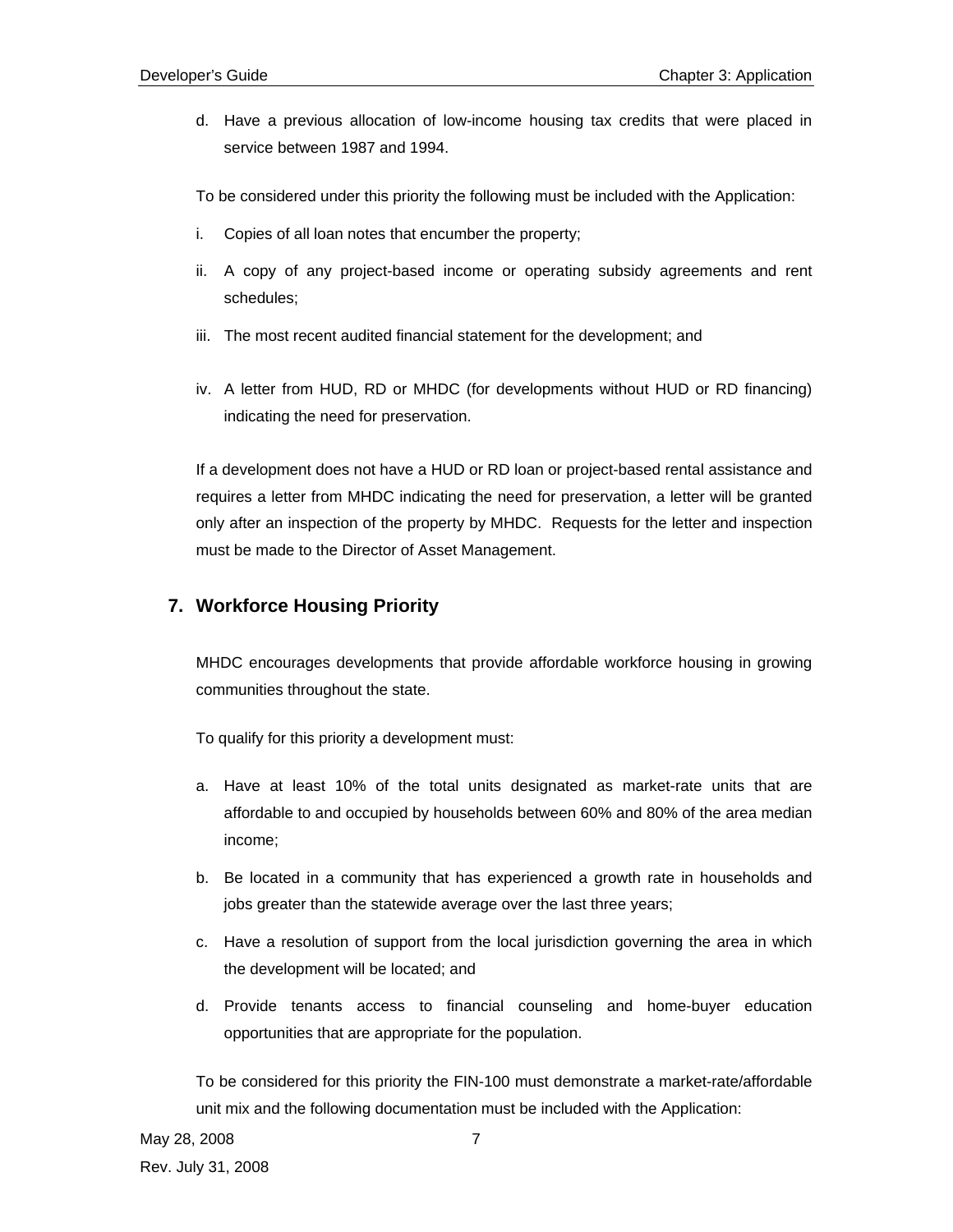d. Have a previous allocation of low-income housing tax credits that were placed in service between 1987 and 1994.

To be considered under this priority the following must be included with the Application:

i. Copies of all loan notes that encumber the property;

ii. A copy of any project-based income or operating subsidy agreements and rent schedules;

iii. The most recent audited financial statement for the development; and

iv. A letter from HUD, RD or MHDC (for developments without HUD or RD financing) indicating the need for preservation.

If a development does not have a HUD or RD loan or project-based rental assistance and requires a letter from MHDC indicating the need for preservation, a letter will be granted only after an inspection of the property by MHDC. Requests for the letter and inspection must be made to the Director of Asset Management.

## 7. Workforce Housing Priority

MHDC encourages developments that provide affordable workforce housing in growing communities throughout the state.

To qualify for this priority a development must:

a. Have at least 10% of the total units designated as market-rate units that are affordable to and occupied by households between 60% and 80% of the area median income;

b. Be located in a community that has experienced a growth rate in households and jobs greater than the statewide average over the last three years;

c. Have a resolution of support from the local jurisdiction governing the area in which the development will be located; and

d. Provide tenants access to financial counseling and home-buyer education opportunities that are appropriate for the population.

To be considered for this priority the FIN-100 must demonstrate a market-rate/affordable unit mix and the following documentation must be included with the Application: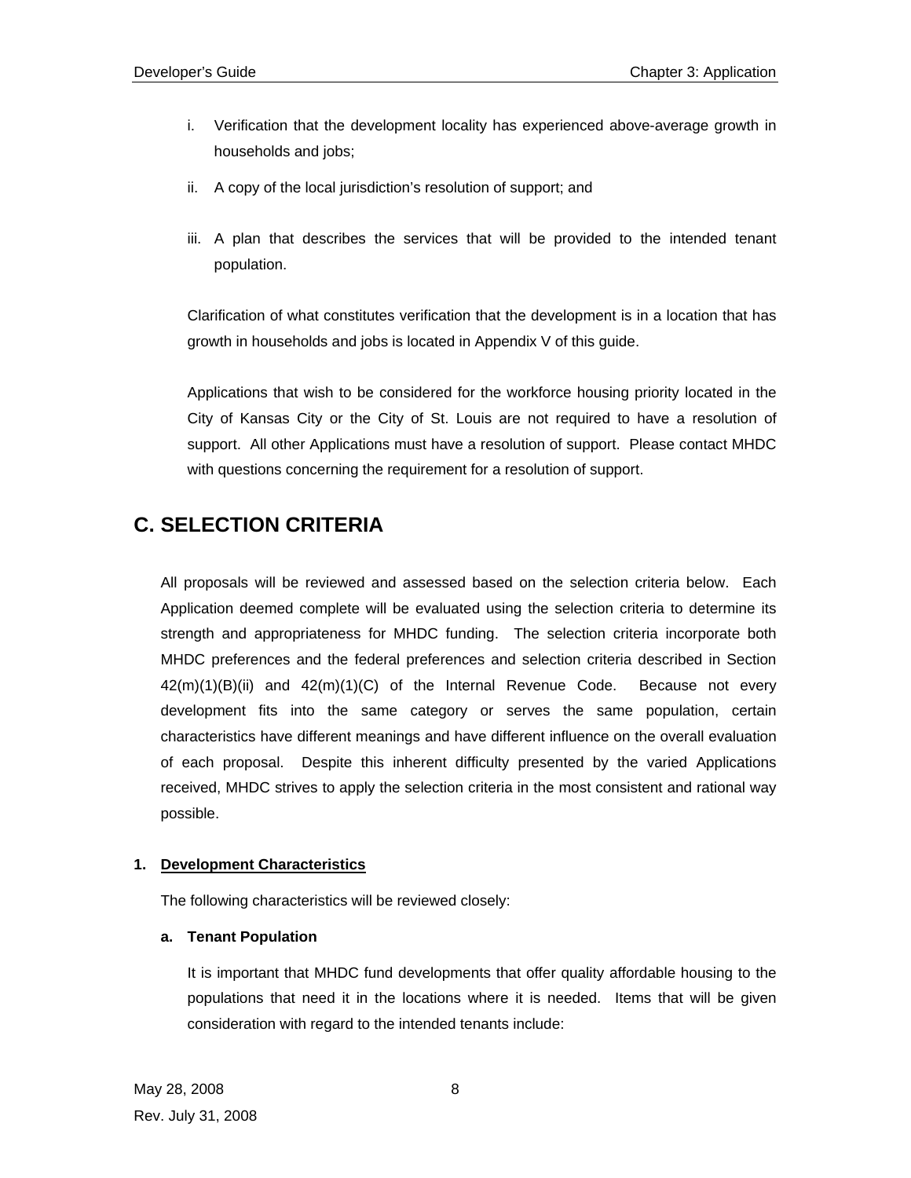i. Verification that the development locality has experienced above-average growth in households and jobs;

ii. A copy of the local jurisdiction's resolution of support; and

iii. A plan that describes the services that will be provided to the intended tenant population.

Clarification of what constitutes verification that the development is in a location that has growth in households and jobs is located in Appendix V of this guide.

Applications that wish to be considered for the workforce housing priority located in the City of Kansas City or the City of St. Louis are not required to have a resolution of support. All other Applications must have a resolution of support. Please contact MHDC with questions concerning the requirement for a resolution of support.

## C. SELECTION CRITERIA

All proposals will be reviewed and assessed based on the selection criteria below. Each Application deemed complete will be evaluated using the selection criteria to determine its strength and appropriateness for MHDC funding. The selection criteria incorporate both MHDC preferences and the federal preferences and selection criteria described in Section 42(m)(1)(B)(ii) and 42(m)(1)(C) of the Internal Revenue Code. Because not every development fits into the same category or serves the same population, certain characteristics have different meanings and have different influence on the overall evaluation of each proposal. Despite this inherent difficulty presented by the varied Applications received, MHDC strives to apply the selection criteria in the most consistent and rational way possible.

### 1. Development Characteristics

The following characteristics will be reviewed closely:

#### a. Tenant Population

It is important that MHDC fund developments that offer quality affordable housing to the populations that need it in the locations where it is needed. Items that will be given consideration with regard to the intended tenants include: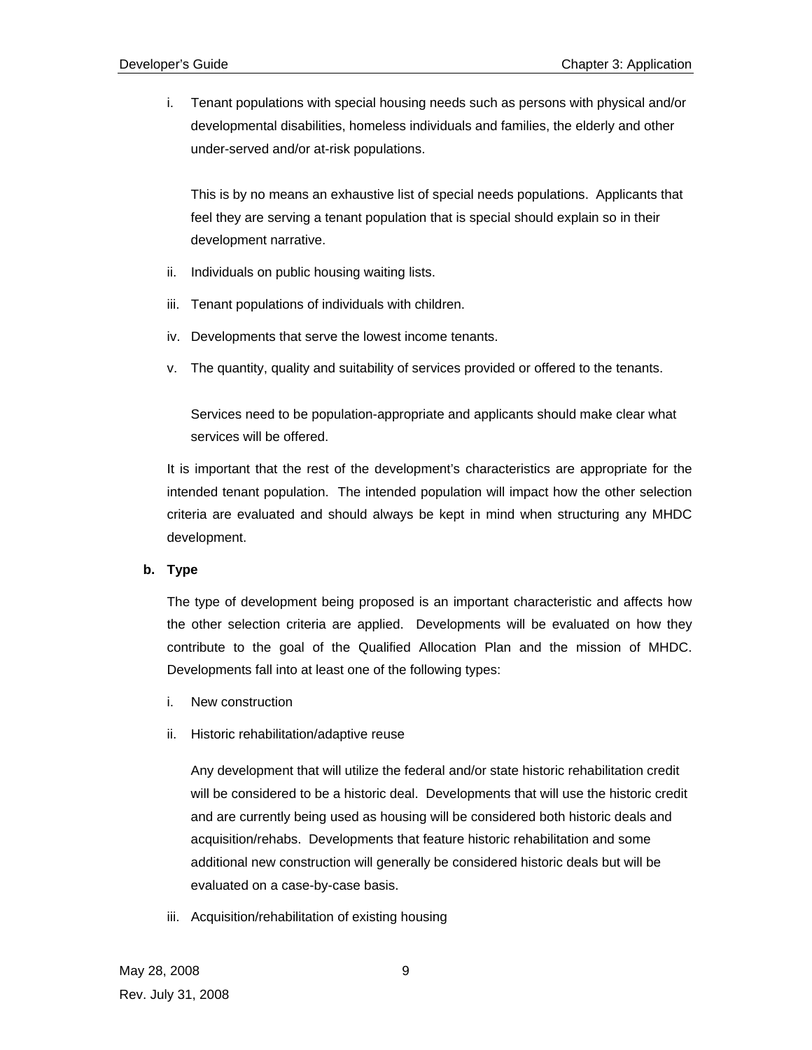i. Tenant populations with special housing needs such as persons with physical and/or developmental disabilities, homeless individuals and families, the elderly and other under-served and/or at-risk populations.

   This is by no means an exhaustive list of special needs populations. Applicants that feel they are serving a tenant population that is special should explain so in their development narrative.

ii. Individuals on public housing waiting lists.

iii. Tenant populations of individuals with children.

iv. Developments that serve the lowest income tenants.

v. The quantity, quality and suitability of services provided or offered to the tenants.

   Services need to be population-appropriate and applicants should make clear what services will be offered.

It is important that the rest of the development's characteristics are appropriate for the intended tenant population. The intended population will impact how the other selection criteria are evaluated and should always be kept in mind when structuring any MHDC development.

**b. Type**

The type of development being proposed is an important characteristic and affects how the other selection criteria are applied. Developments will be evaluated on how they contribute to the goal of the Qualified Allocation Plan and the mission of MHDC. Developments fall into at least one of the following types:

i. New construction

ii. Historic rehabilitation/adaptive reuse

   Any development that will utilize the federal and/or state historic rehabilitation credit will be considered to be a historic deal. Developments that will use the historic credit and are currently being used as housing will be considered both historic deals and acquisition/rehabs. Developments that feature historic rehabilitation and some additional new construction will generally be considered historic deals but will be evaluated on a case-by-case basis.

iii. Acquisition/rehabilitation of existing housing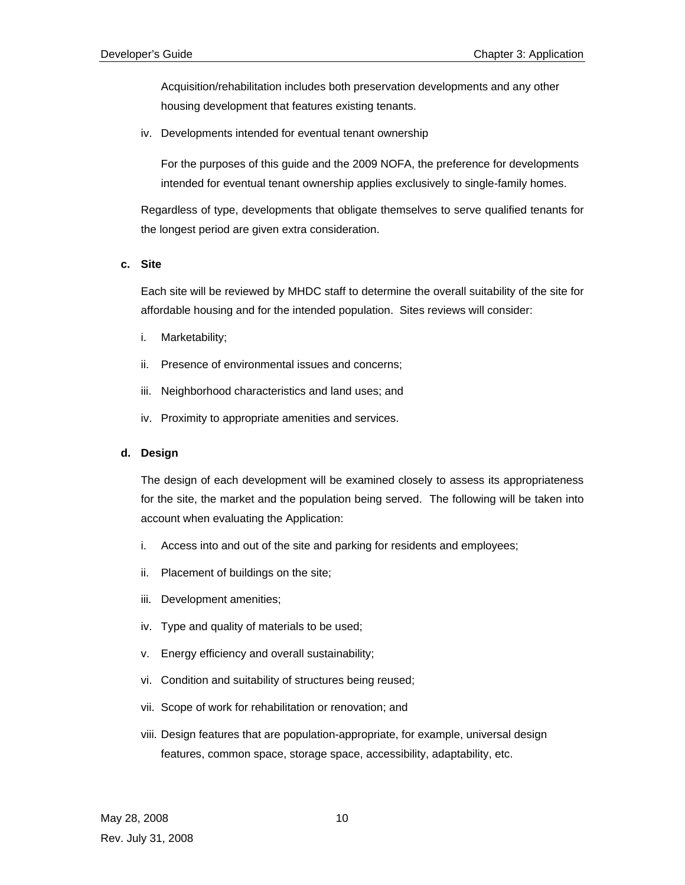Acquisition/rehabilitation includes both preservation developments and any other housing development that features existing tenants.

iv. Developments intended for eventual tenant ownership

For the purposes of this guide and the 2009 NOFA, the preference for developments intended for eventual tenant ownership applies exclusively to single-family homes.

Regardless of type, developments that obligate themselves to serve qualified tenants for the longest period are given extra consideration.

**c. Site**

Each site will be reviewed by MHDC staff to determine the overall suitability of the site for affordable housing and for the intended population. Sites reviews will consider:

i. Marketability;

ii. Presence of environmental issues and concerns;

iii. Neighborhood characteristics and land uses; and

iv. Proximity to appropriate amenities and services.

**d. Design**

The design of each development will be examined closely to assess its appropriateness for the site, the market and the population being served. The following will be taken into account when evaluating the Application:

i. Access into and out of the site and parking for residents and employees;

ii. Placement of buildings on the site;

iii. Development amenities;

iv. Type and quality of materials to be used;

v. Energy efficiency and overall sustainability;

vi. Condition and suitability of structures being reused;

vii. Scope of work for rehabilitation or renovation; and

viii. Design features that are population-appropriate, for example, universal design features, common space, storage space, accessibility, adaptability, etc.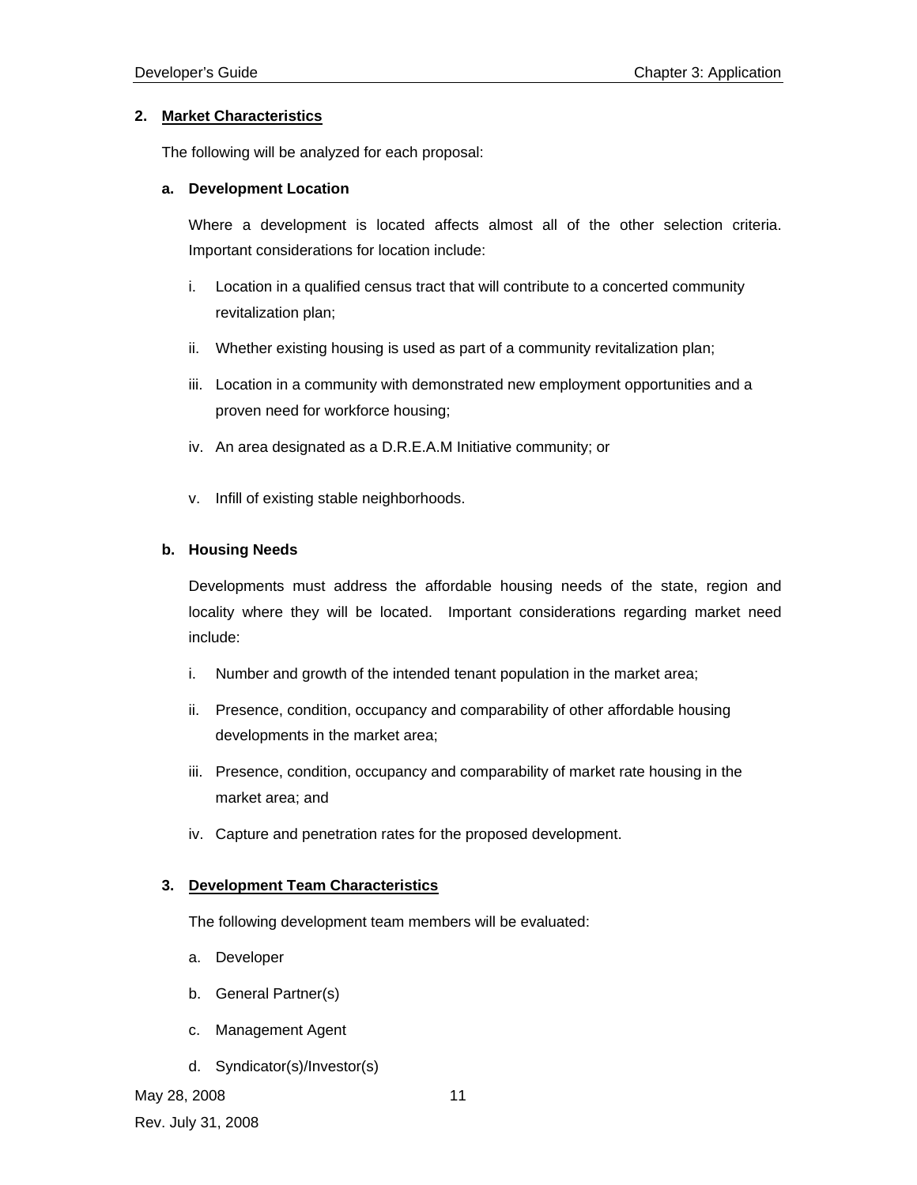## 2. Market Characteristics

The following will be analyzed for each proposal:

### a. Development Location

Where a development is located affects almost all of the other selection criteria. Important considerations for location include:

i. Location in a qualified census tract that will contribute to a concerted community revitalization plan;

ii. Whether existing housing is used as part of a community revitalization plan;

iii. Location in a community with demonstrated new employment opportunities and a proven need for workforce housing;

iv. An area designated as a D.R.E.A.M Initiative community; or

v. Infill of existing stable neighborhoods.

### b. Housing Needs

Developments must address the affordable housing needs of the state, region and locality where they will be located. Important considerations regarding market need include:

i. Number and growth of the intended tenant population in the market area;

ii. Presence, condition, occupancy and comparability of other affordable housing developments in the market area;

iii. Presence, condition, occupancy and comparability of market rate housing in the market area; and

iv. Capture and penetration rates for the proposed development.

## 3. Development Team Characteristics

The following development team members will be evaluated:

a. Developer

b. General Partner(s)

c. Management Agent

d. Syndicator(s)/Investor(s)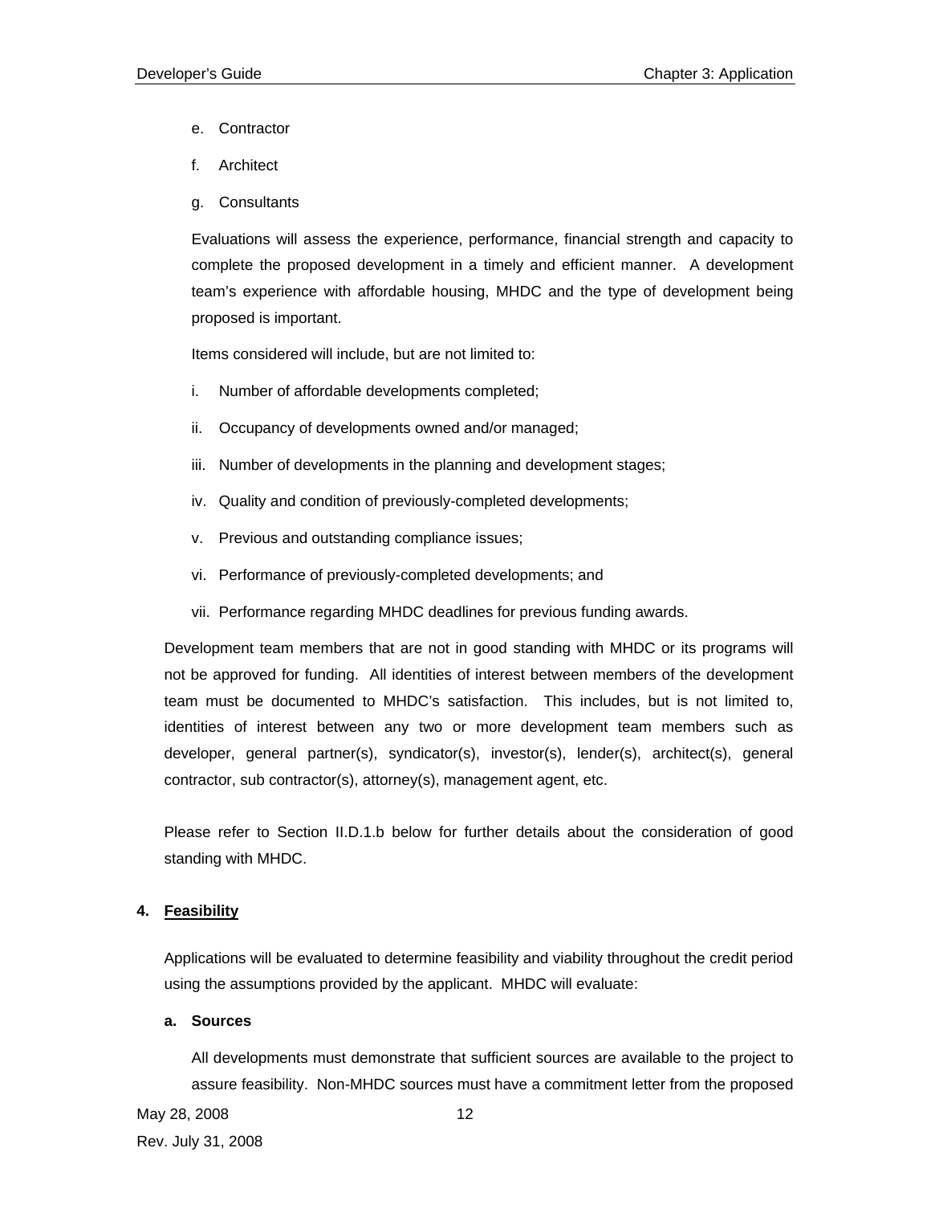e. Contractor

f. Architect

g. Consultants

Evaluations will assess the experience, performance, financial strength and capacity to complete the proposed development in a timely and efficient manner. A development team's experience with affordable housing, MHDC and the type of development being proposed is important.

Items considered will include, but are not limited to:

i. Number of affordable developments completed;

ii. Occupancy of developments owned and/or managed;

iii. Number of developments in the planning and development stages;

iv. Quality and condition of previously-completed developments;

v. Previous and outstanding compliance issues;

vi. Performance of previously-completed developments; and

vii. Performance regarding MHDC deadlines for previous funding awards.

Development team members that are not in good standing with MHDC or its programs will not be approved for funding. All identities of interest between members of the development team must be documented to MHDC's satisfaction. This includes, but is not limited to, identities of interest between any two or more development team members such as developer, general partner(s), syndicator(s), investor(s), lender(s), architect(s), general contractor, sub contractor(s), attorney(s), management agent, etc.

Please refer to Section II.D.1.b below for further details about the consideration of good standing with MHDC.

**4. <u>Feasibility</u>**

Applications will be evaluated to determine feasibility and viability throughout the credit period using the assumptions provided by the applicant. MHDC will evaluate:

**a. Sources**

All developments must demonstrate that sufficient sources are available to the project to assure feasibility. Non-MHDC sources must have a commitment letter from the proposed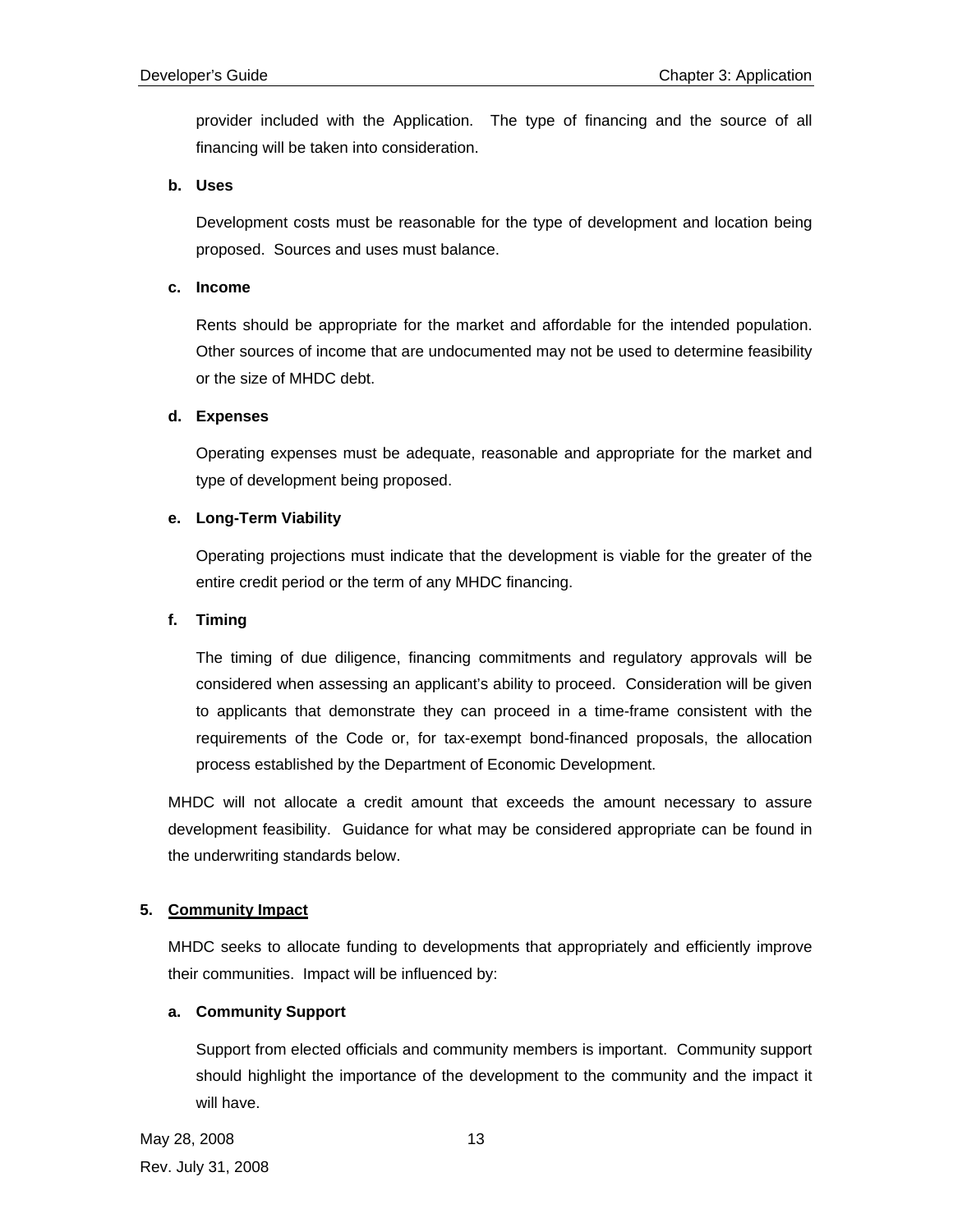provider included with the Application. The type of financing and the source of all financing will be taken into consideration.

**b. Uses**

Development costs must be reasonable for the type of development and location being proposed. Sources and uses must balance.

**c. Income**

Rents should be appropriate for the market and affordable for the intended population. Other sources of income that are undocumented may not be used to determine feasibility or the size of MHDC debt.

**d. Expenses**

Operating expenses must be adequate, reasonable and appropriate for the market and type of development being proposed.

**e. Long-Term Viability**

Operating projections must indicate that the development is viable for the greater of the entire credit period or the term of any MHDC financing.

**f. Timing**

The timing of due diligence, financing commitments and regulatory approvals will be considered when assessing an applicant's ability to proceed. Consideration will be given to applicants that demonstrate they can proceed in a time-frame consistent with the requirements of the Code or, for tax-exempt bond-financed proposals, the allocation process established by the Department of Economic Development.

MHDC will not allocate a credit amount that exceeds the amount necessary to assure development feasibility. Guidance for what may be considered appropriate can be found in the underwriting standards below.

## 5. Community Impact

MHDC seeks to allocate funding to developments that appropriately and efficiently improve their communities. Impact will be influenced by:

**a. Community Support**

Support from elected officials and community members is important. Community support should highlight the importance of the development to the community and the impact it will have.

May 28, 2008

Rev. July 31, 2008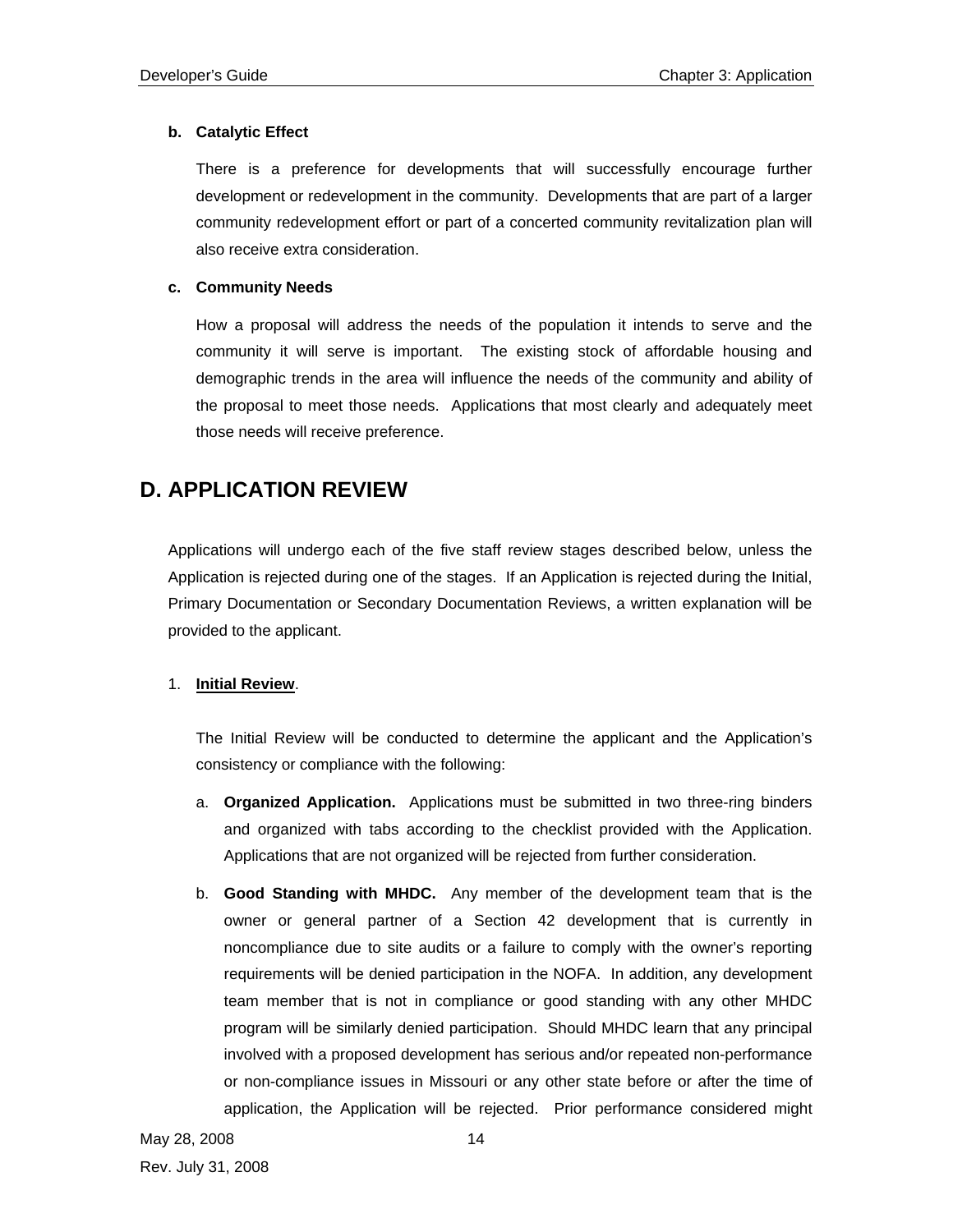**b. Catalytic Effect**

There is a preference for developments that will successfully encourage further development or redevelopment in the community. Developments that are part of a larger community redevelopment effort or part of a concerted community revitalization plan will also receive extra consideration.

**c. Community Needs**

How a proposal will address the needs of the population it intends to serve and the community it will serve is important. The existing stock of affordable housing and demographic trends in the area will influence the needs of the community and ability of the proposal to meet those needs. Applications that most clearly and adequately meet those needs will receive preference.

## D. APPLICATION REVIEW

Applications will undergo each of the five staff review stages described below, unless the Application is rejected during one of the stages. If an Application is rejected during the Initial, Primary Documentation or Secondary Documentation Reviews, a written explanation will be provided to the applicant.

1. **Initial Review**.

   The Initial Review will be conducted to determine the applicant and the Application's consistency or compliance with the following:

   a. **Organized Application.** Applications must be submitted in two three-ring binders and organized with tabs according to the checklist provided with the Application. Applications that are not organized will be rejected from further consideration.

   b. **Good Standing with MHDC.** Any member of the development team that is the owner or general partner of a Section 42 development that is currently in noncompliance due to site audits or a failure to comply with the owner's reporting requirements will be denied participation in the NOFA. In addition, any development team member that is not in compliance or good standing with any other MHDC program will be similarly denied participation. Should MHDC learn that any principal involved with a proposed development has serious and/or repeated non-performance or non-compliance issues in Missouri or any other state before or after the time of application, the Application will be rejected. Prior performance considered might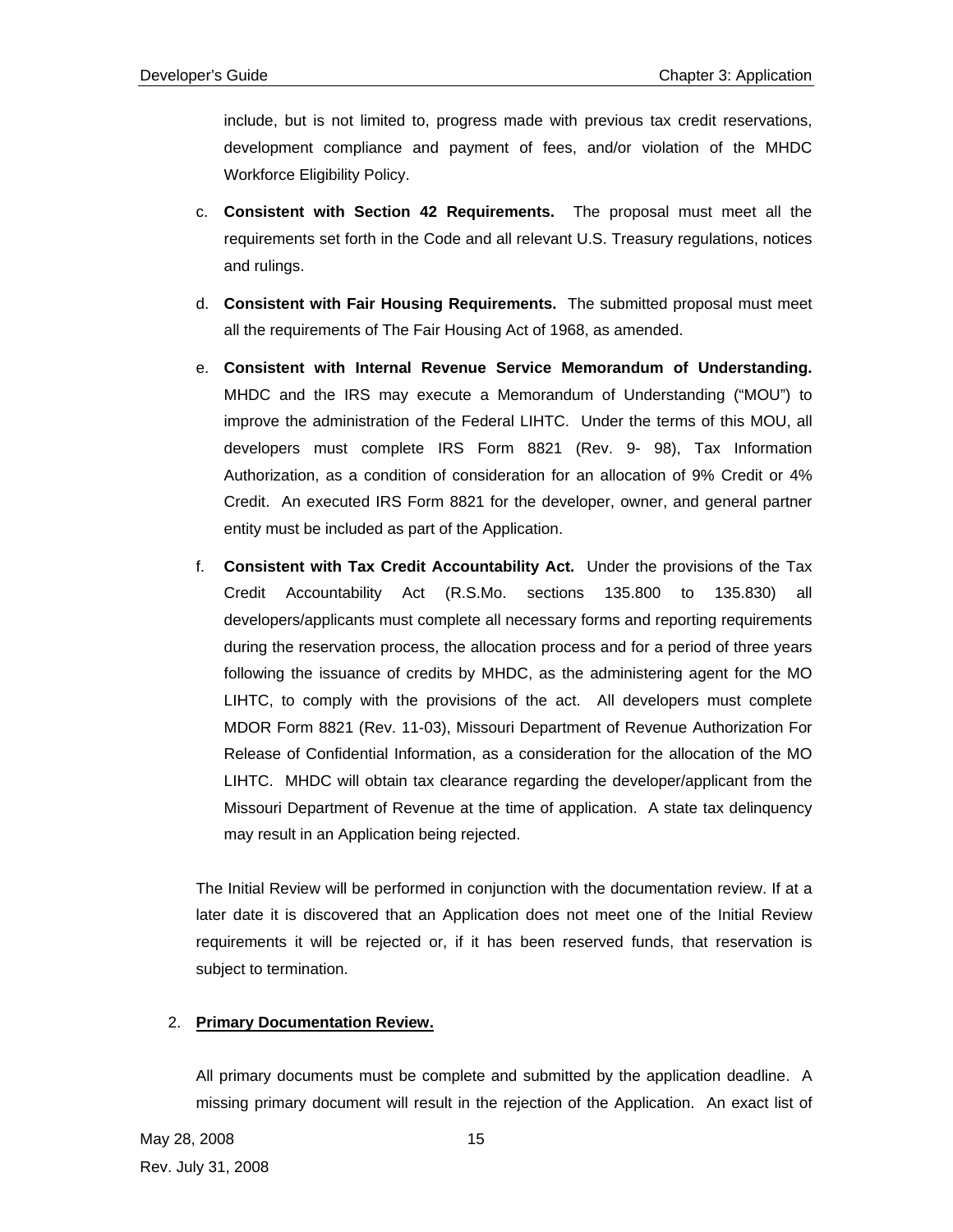include, but is not limited to, progress made with previous tax credit reservations, development compliance and payment of fees, and/or violation of the MHDC Workforce Eligibility Policy.

c. **Consistent with Section 42 Requirements.** The proposal must meet all the requirements set forth in the Code and all relevant U.S. Treasury regulations, notices and rulings.

d. **Consistent with Fair Housing Requirements.** The submitted proposal must meet all the requirements of The Fair Housing Act of 1968, as amended.

e. **Consistent with Internal Revenue Service Memorandum of Understanding.** MHDC and the IRS may execute a Memorandum of Understanding ("MOU") to improve the administration of the Federal LIHTC. Under the terms of this MOU, all developers must complete IRS Form 8821 (Rev. 9- 98), Tax Information Authorization, as a condition of consideration for an allocation of 9% Credit or 4% Credit. An executed IRS Form 8821 for the developer, owner, and general partner entity must be included as part of the Application.

f. **Consistent with Tax Credit Accountability Act.** Under the provisions of the Tax Credit Accountability Act (R.S.Mo. sections 135.800 to 135.830) all developers/applicants must complete all necessary forms and reporting requirements during the reservation process, the allocation process and for a period of three years following the issuance of credits by MHDC, as the administering agent for the MO LIHTC, to comply with the provisions of the act. All developers must complete MDOR Form 8821 (Rev. 11-03), Missouri Department of Revenue Authorization For Release of Confidential Information, as a consideration for the allocation of the MO LIHTC. MHDC will obtain tax clearance regarding the developer/applicant from the Missouri Department of Revenue at the time of application. A state tax delinquency may result in an Application being rejected.

The Initial Review will be performed in conjunction with the documentation review. If at a later date it is discovered that an Application does not meet one of the Initial Review requirements it will be rejected or, if it has been reserved funds, that reservation is subject to termination.

2. **Primary Documentation Review.**

All primary documents must be complete and submitted by the application deadline. A missing primary document will result in the rejection of the Application. An exact list of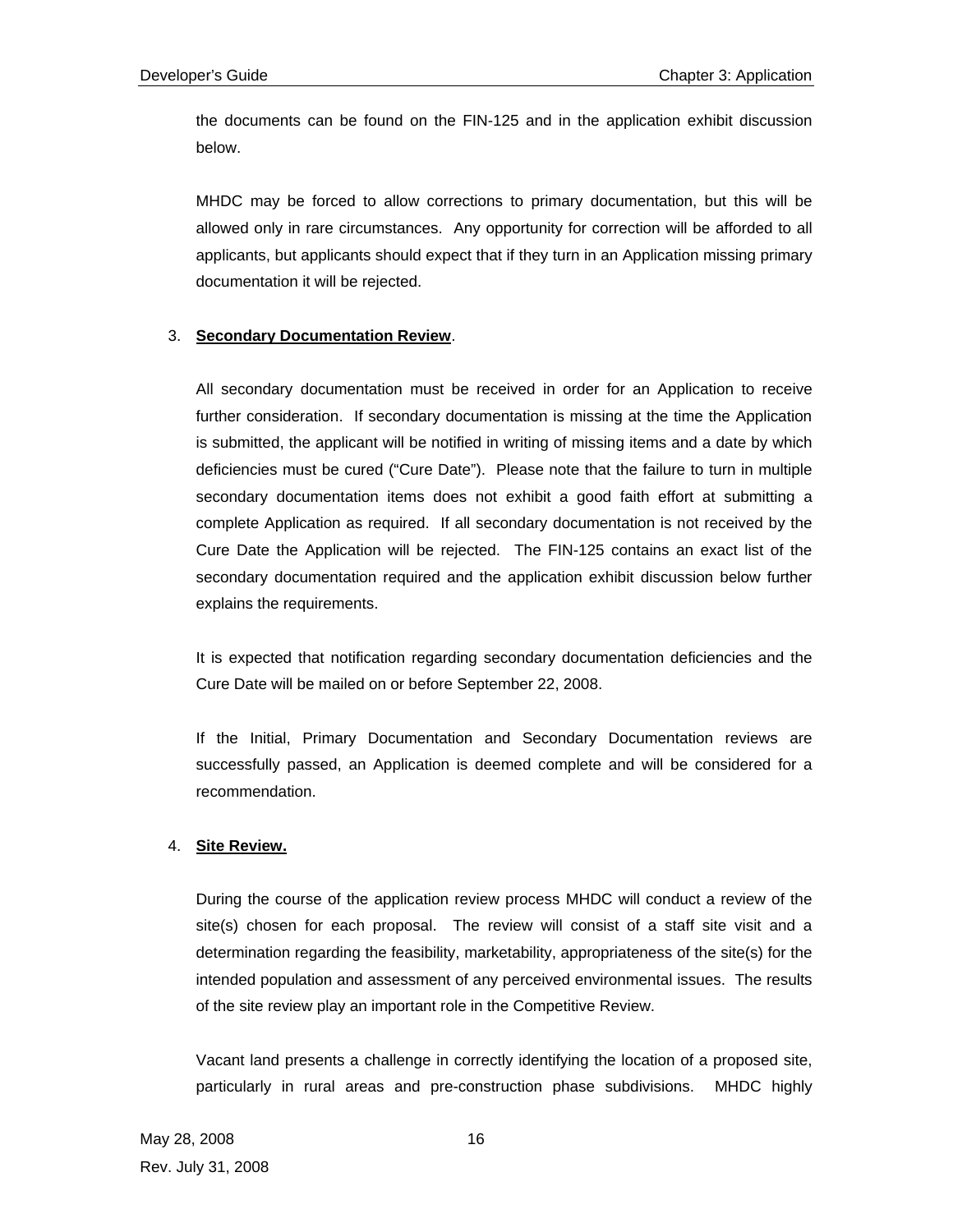the documents can be found on the FIN-125 and in the application exhibit discussion below.

MHDC may be forced to allow corrections to primary documentation, but this will be allowed only in rare circumstances. Any opportunity for correction will be afforded to all applicants, but applicants should expect that if they turn in an Application missing primary documentation it will be rejected.

3. **Secondary Documentation Review**.

   All secondary documentation must be received in order for an Application to receive further consideration. If secondary documentation is missing at the time the Application is submitted, the applicant will be notified in writing of missing items and a date by which deficiencies must be cured ("Cure Date"). Please note that the failure to turn in multiple secondary documentation items does not exhibit a good faith effort at submitting a complete Application as required. If all secondary documentation is not received by the Cure Date the Application will be rejected. The FIN-125 contains an exact list of the secondary documentation required and the application exhibit discussion below further explains the requirements.

   It is expected that notification regarding secondary documentation deficiencies and the Cure Date will be mailed on or before September 22, 2008.

   If the Initial, Primary Documentation and Secondary Documentation reviews are successfully passed, an Application is deemed complete and will be considered for a recommendation.

4. **Site Review.**

   During the course of the application review process MHDC will conduct a review of the site(s) chosen for each proposal. The review will consist of a staff site visit and a determination regarding the feasibility, marketability, appropriateness of the site(s) for the intended population and assessment of any perceived environmental issues. The results of the site review play an important role in the Competitive Review.

   Vacant land presents a challenge in correctly identifying the location of a proposed site, particularly in rural areas and pre-construction phase subdivisions. MHDC highly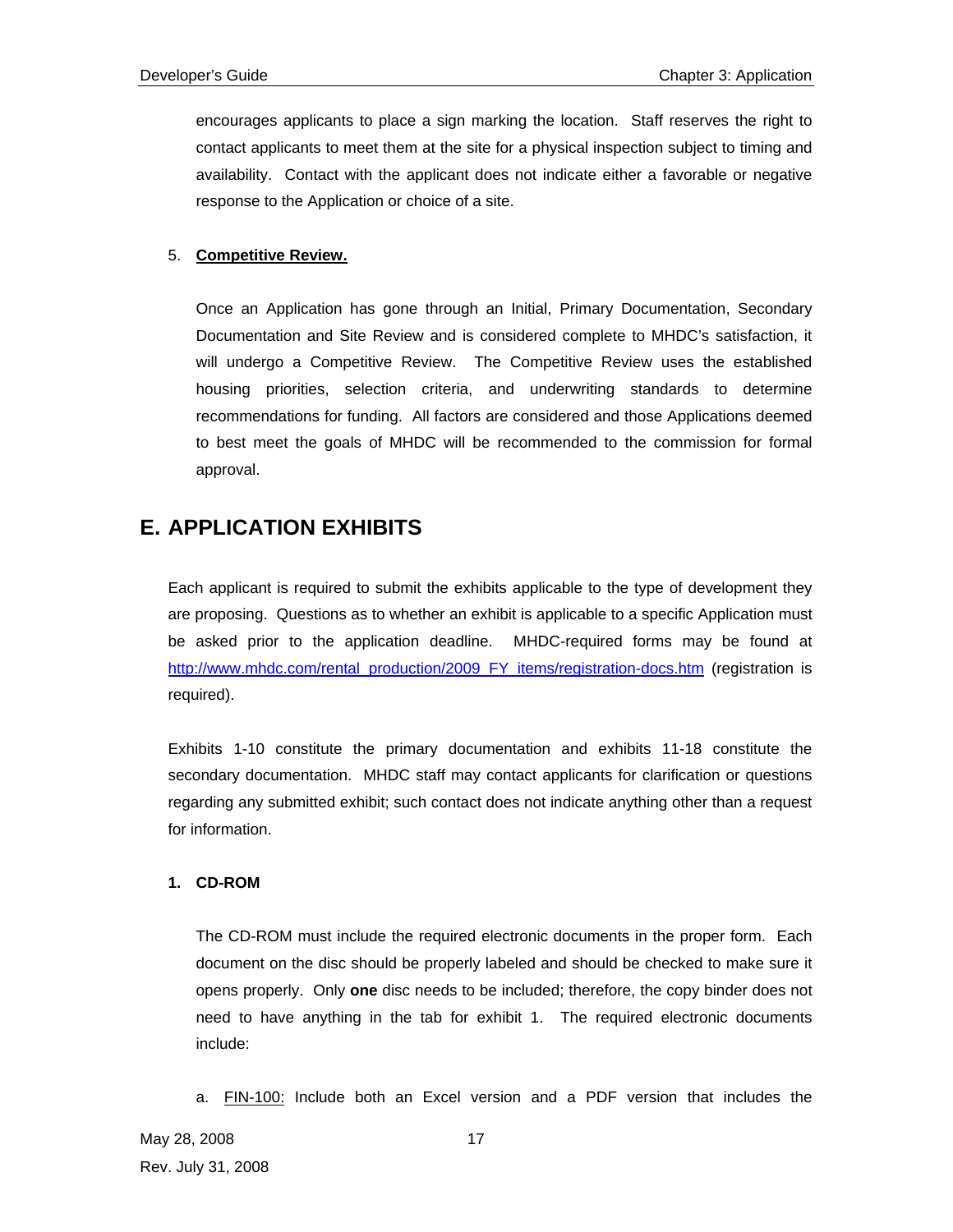encourages applicants to place a sign marking the location. Staff reserves the right to contact applicants to meet them at the site for a physical inspection subject to timing and availability. Contact with the applicant does not indicate either a favorable or negative response to the Application or choice of a site.

5. **Competitive Review.**

   Once an Application has gone through an Initial, Primary Documentation, Secondary Documentation and Site Review and is considered complete to MHDC's satisfaction, it will undergo a Competitive Review. The Competitive Review uses the established housing priorities, selection criteria, and underwriting standards to determine recommendations for funding. All factors are considered and those Applications deemed to best meet the goals of MHDC will be recommended to the commission for formal approval.

## E. APPLICATION EXHIBITS

Each applicant is required to submit the exhibits applicable to the type of development they are proposing. Questions as to whether an exhibit is applicable to a specific Application must be asked prior to the application deadline. MHDC-required forms may be found at [http://www.mhdc.com/rental_production/2009_FY_items/registration-docs.htm](http://www.mhdc.com/rental_production/2009_FY_items/registration-docs.htm) (registration is required).

Exhibits 1-10 constitute the primary documentation and exhibits 11-18 constitute the secondary documentation. MHDC staff may contact applicants for clarification or questions regarding any submitted exhibit; such contact does not indicate anything other than a request for information.

### 1. CD-ROM

The CD-ROM must include the required electronic documents in the proper form. Each document on the disc should be properly labeled and should be checked to make sure it opens properly. Only **one** disc needs to be included; therefore, the copy binder does not need to have anything in the tab for exhibit 1. The required electronic documents include:

a. FIN-100: Include both an Excel version and a PDF version that includes the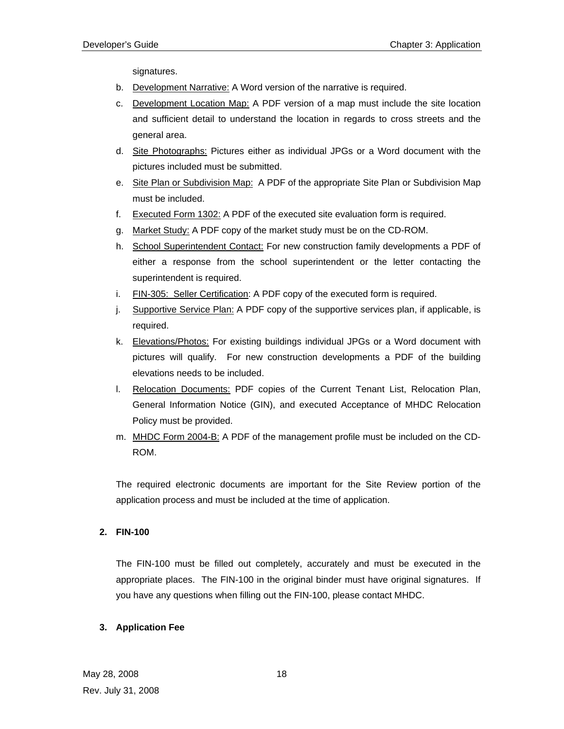signatures.

b. Development Narrative: A Word version of the narrative is required.

c. Development Location Map: A PDF version of a map must include the site location and sufficient detail to understand the location in regards to cross streets and the general area.

d. Site Photographs: Pictures either as individual JPGs or a Word document with the pictures included must be submitted.

e. Site Plan or Subdivision Map: A PDF of the appropriate Site Plan or Subdivision Map must be included.

f. Executed Form 1302: A PDF of the executed site evaluation form is required.

g. Market Study: A PDF copy of the market study must be on the CD-ROM.

h. School Superintendent Contact: For new construction family developments a PDF of either a response from the school superintendent or the letter contacting the superintendent is required.

i. FIN-305: Seller Certification: A PDF copy of the executed form is required.

j. Supportive Service Plan: A PDF copy of the supportive services plan, if applicable, is required.

k. Elevations/Photos: For existing buildings individual JPGs or a Word document with pictures will qualify. For new construction developments a PDF of the building elevations needs to be included.

l. Relocation Documents: PDF copies of the Current Tenant List, Relocation Plan, General Information Notice (GIN), and executed Acceptance of MHDC Relocation Policy must be provided.

m. MHDC Form 2004-B: A PDF of the management profile must be included on the CD-ROM.

The required electronic documents are important for the Site Review portion of the application process and must be included at the time of application.

**2. FIN-100**

The FIN-100 must be filled out completely, accurately and must be executed in the appropriate places. The FIN-100 in the original binder must have original signatures. If you have any questions when filling out the FIN-100, please contact MHDC.

**3. Application Fee**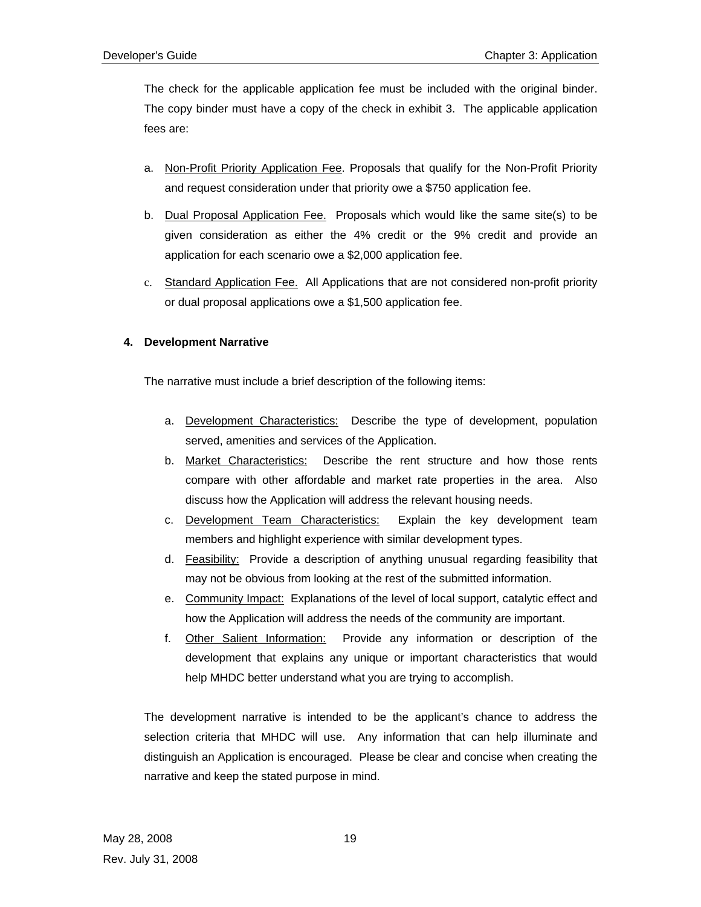The check for the applicable application fee must be included with the original binder. The copy binder must have a copy of the check in exhibit 3. The applicable application fees are:

a. Non-Profit Priority Application Fee. Proposals that qualify for the Non-Profit Priority and request consideration under that priority owe a $750 application fee.

b. Dual Proposal Application Fee. Proposals which would like the same site(s) to be given consideration as either the 4% credit or the 9% credit and provide an application for each scenario owe a $2,000 application fee.

c. Standard Application Fee. All Applications that are not considered non-profit priority or dual proposal applications owe a $1,500 application fee.

**4. Development Narrative**

The narrative must include a brief description of the following items:

a. Development Characteristics: Describe the type of development, population served, amenities and services of the Application.
b. Market Characteristics: Describe the rent structure and how those rents compare with other affordable and market rate properties in the area. Also discuss how the Application will address the relevant housing needs.
c. Development Team Characteristics: Explain the key development team members and highlight experience with similar development types.
d. Feasibility: Provide a description of anything unusual regarding feasibility that may not be obvious from looking at the rest of the submitted information.
e. Community Impact: Explanations of the level of local support, catalytic effect and how the Application will address the needs of the community are important.
f. Other Salient Information: Provide any information or description of the development that explains any unique or important characteristics that would help MHDC better understand what you are trying to accomplish.

The development narrative is intended to be the applicant's chance to address the selection criteria that MHDC will use. Any information that can help illuminate and distinguish an Application is encouraged. Please be clear and concise when creating the narrative and keep the stated purpose in mind.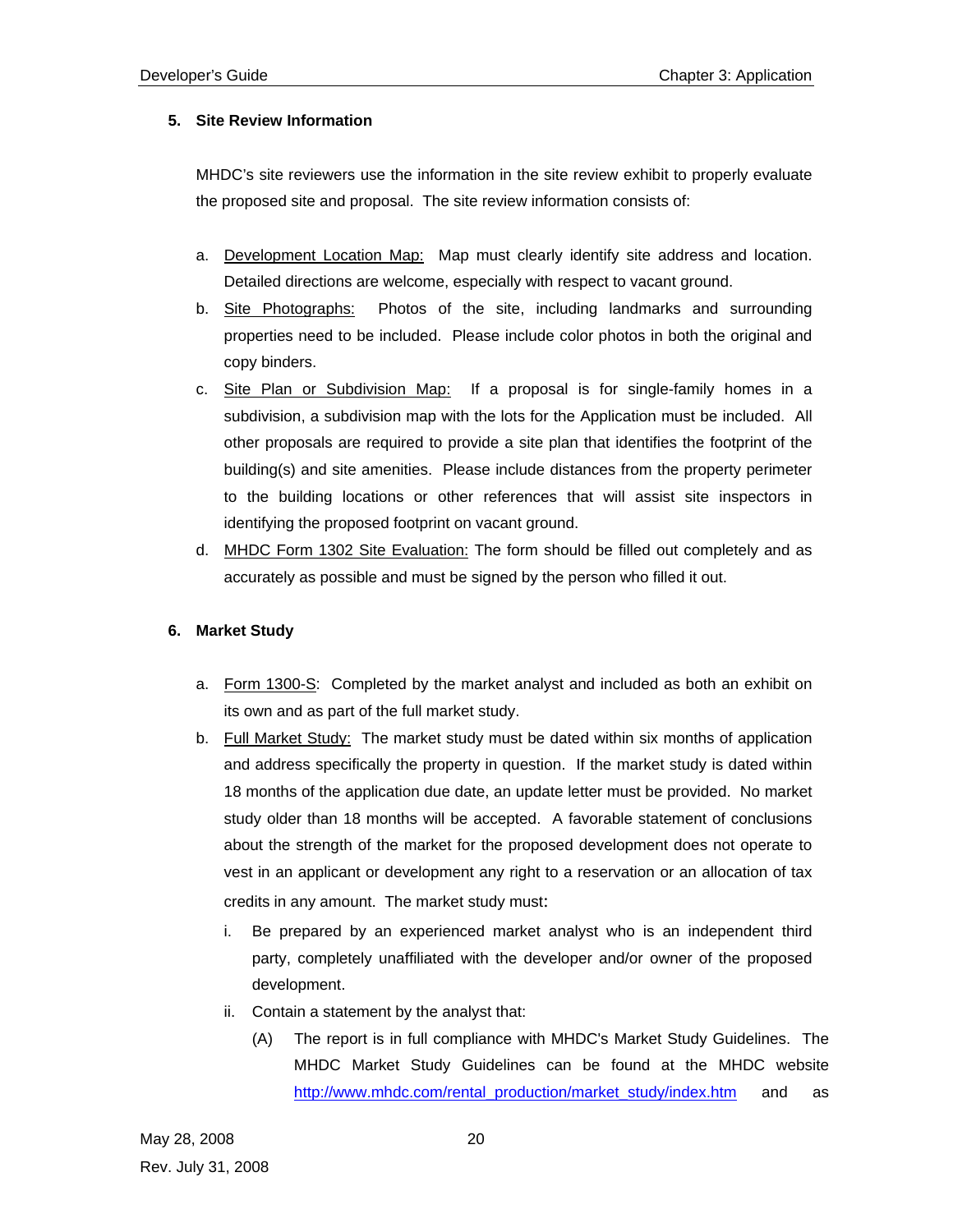**5. Site Review Information**

MHDC's site reviewers use the information in the site review exhibit to properly evaluate the proposed site and proposal. The site review information consists of:

a. Development Location Map: Map must clearly identify site address and location. Detailed directions are welcome, especially with respect to vacant ground.

b. Site Photographs: Photos of the site, including landmarks and surrounding properties need to be included. Please include color photos in both the original and copy binders.

c. Site Plan or Subdivision Map: If a proposal is for single-family homes in a subdivision, a subdivision map with the lots for the Application must be included. All other proposals are required to provide a site plan that identifies the footprint of the building(s) and site amenities. Please include distances from the property perimeter to the building locations or other references that will assist site inspectors in identifying the proposed footprint on vacant ground.

d. MHDC Form 1302 Site Evaluation: The form should be filled out completely and as accurately as possible and must be signed by the person who filled it out.

**6. Market Study**

a. Form 1300-S: Completed by the market analyst and included as both an exhibit on its own and as part of the full market study.

b. Full Market Study: The market study must be dated within six months of application and address specifically the property in question. If the market study is dated within 18 months of the application due date, an update letter must be provided. No market study older than 18 months will be accepted. A favorable statement of conclusions about the strength of the market for the proposed development does not operate to vest in an applicant or development any right to a reservation or an allocation of tax credits in any amount. The market study must:

   i. Be prepared by an experienced market analyst who is an independent third party, completely unaffiliated with the developer and/or owner of the proposed development.

   ii. Contain a statement by the analyst that:

      (A) The report is in full compliance with MHDC's Market Study Guidelines. The MHDC Market Study Guidelines can be found at the MHDC website http://www.mhdc.com/rental_production/market_study/index.htm and as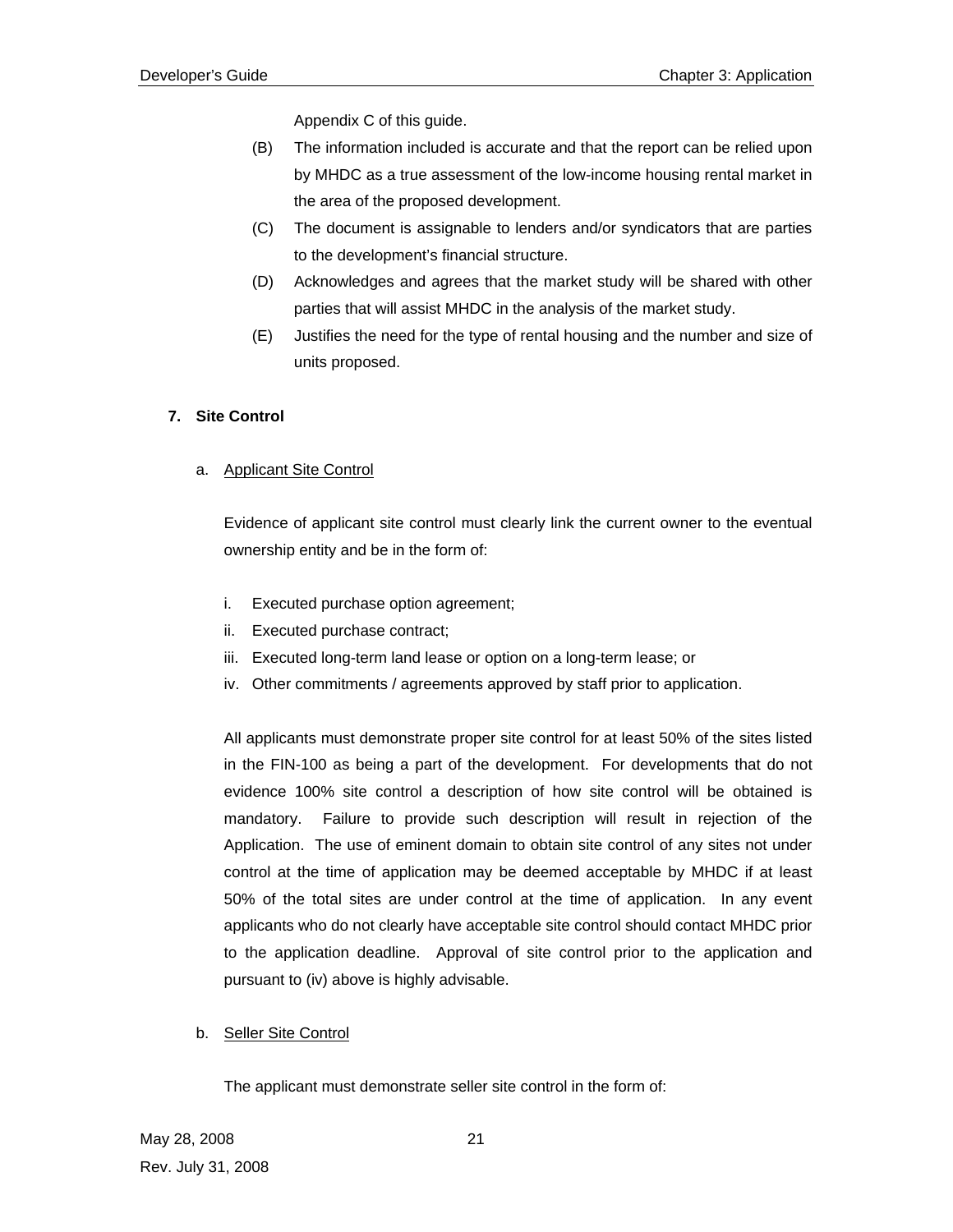Appendix C of this guide.

(B) The information included is accurate and that the report can be relied upon by MHDC as a true assessment of the low-income housing rental market in the area of the proposed development.

(C) The document is assignable to lenders and/or syndicators that are parties to the development's financial structure.

(D) Acknowledges and agrees that the market study will be shared with other parties that will assist MHDC in the analysis of the market study.

(E) Justifies the need for the type of rental housing and the number and size of units proposed.

**7. Site Control**

a. Applicant Site Control

Evidence of applicant site control must clearly link the current owner to the eventual ownership entity and be in the form of:

i. Executed purchase option agreement;
ii. Executed purchase contract;
iii. Executed long-term land lease or option on a long-term lease; or
iv. Other commitments / agreements approved by staff prior to application.

All applicants must demonstrate proper site control for at least 50% of the sites listed in the FIN-100 as being a part of the development. For developments that do not evidence 100% site control a description of how site control will be obtained is mandatory. Failure to provide such description will result in rejection of the Application. The use of eminent domain to obtain site control of any sites not under control at the time of application may be deemed acceptable by MHDC if at least 50% of the total sites are under control at the time of application. In any event applicants who do not clearly have acceptable site control should contact MHDC prior to the application deadline. Approval of site control prior to the application and pursuant to (iv) above is highly advisable.

b. Seller Site Control

The applicant must demonstrate seller site control in the form of: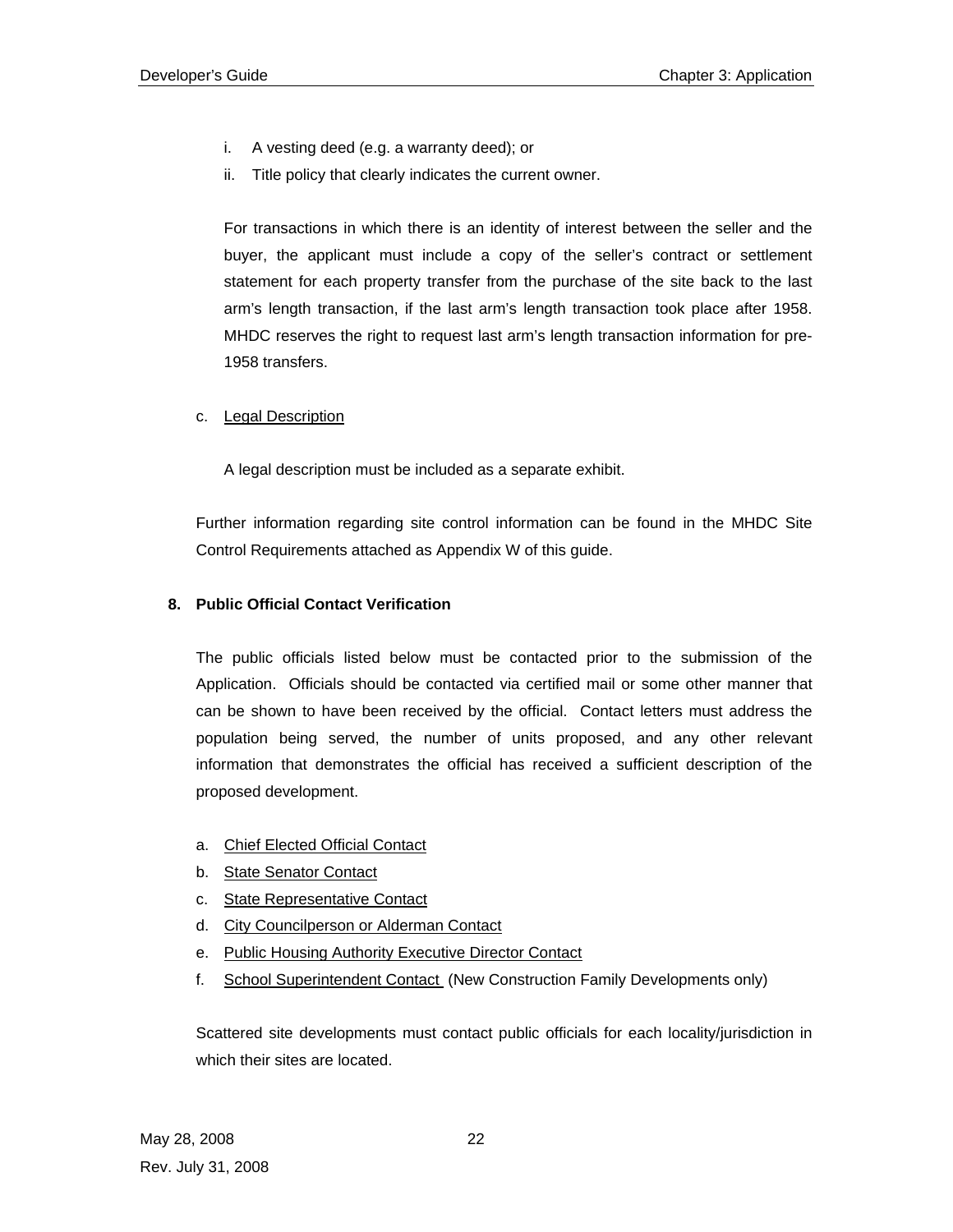i. A vesting deed (e.g. a warranty deed); or
ii. Title policy that clearly indicates the current owner.

For transactions in which there is an identity of interest between the seller and the buyer, the applicant must include a copy of the seller's contract or settlement statement for each property transfer from the purchase of the site back to the last arm's length transaction, if the last arm's length transaction took place after 1958. MHDC reserves the right to request last arm's length transaction information for pre-1958 transfers.

c. Legal Description

A legal description must be included as a separate exhibit.

Further information regarding site control information can be found in the MHDC Site Control Requirements attached as Appendix W of this guide.

**8. Public Official Contact Verification**

The public officials listed below must be contacted prior to the submission of the Application. Officials should be contacted via certified mail or some other manner that can be shown to have been received by the official. Contact letters must address the population being served, the number of units proposed, and any other relevant information that demonstrates the official has received a sufficient description of the proposed development.

a. Chief Elected Official Contact
b. State Senator Contact
c. State Representative Contact
d. City Councilperson or Alderman Contact
e. Public Housing Authority Executive Director Contact
f. School Superintendent Contact (New Construction Family Developments only)

Scattered site developments must contact public officials for each locality/jurisdiction in which their sites are located.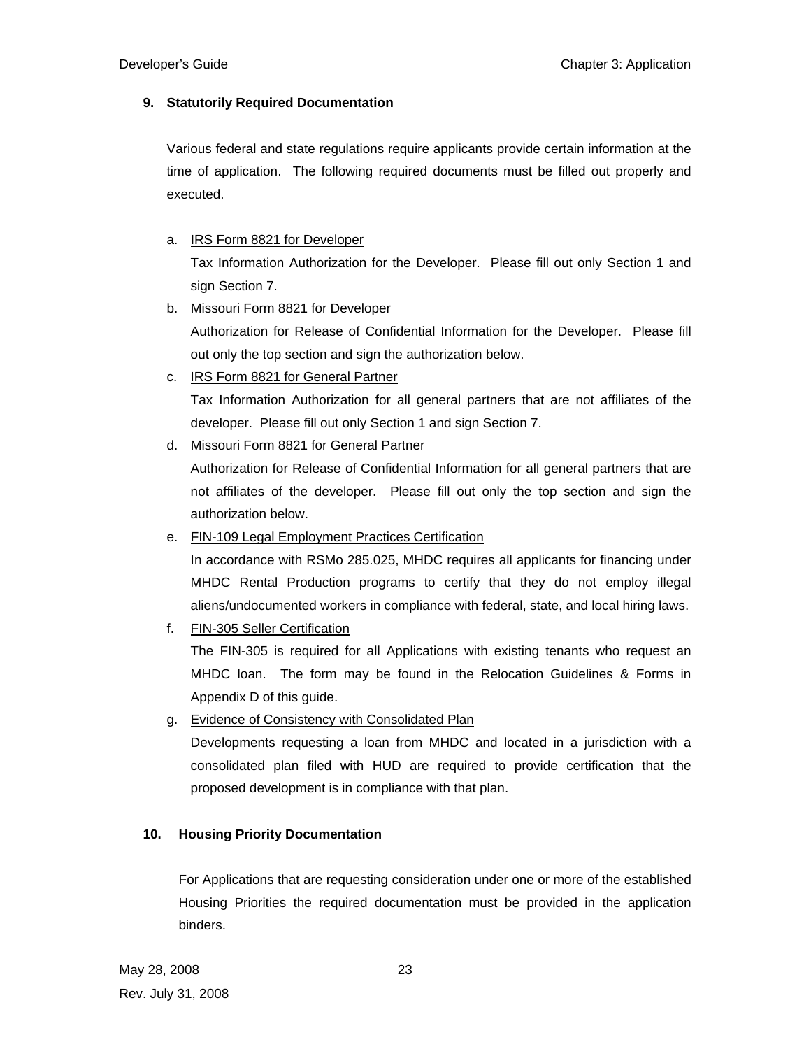**9. Statutorily Required Documentation**

Various federal and state regulations require applicants provide certain information at the time of application. The following required documents must be filled out properly and executed.

a. IRS Form 8821 for Developer

   Tax Information Authorization for the Developer. Please fill out only Section 1 and sign Section 7.

b. Missouri Form 8821 for Developer

   Authorization for Release of Confidential Information for the Developer. Please fill out only the top section and sign the authorization below.

c. IRS Form 8821 for General Partner

   Tax Information Authorization for all general partners that are not affiliates of the developer. Please fill out only Section 1 and sign Section 7.

d. Missouri Form 8821 for General Partner

   Authorization for Release of Confidential Information for all general partners that are not affiliates of the developer. Please fill out only the top section and sign the authorization below.

e. FIN-109 Legal Employment Practices Certification

   In accordance with RSMo 285.025, MHDC requires all applicants for financing under MHDC Rental Production programs to certify that they do not employ illegal aliens/undocumented workers in compliance with federal, state, and local hiring laws.

f. FIN-305 Seller Certification

   The FIN-305 is required for all Applications with existing tenants who request an MHDC loan. The form may be found in the Relocation Guidelines & Forms in Appendix D of this guide.

g. Evidence of Consistency with Consolidated Plan

   Developments requesting a loan from MHDC and located in a jurisdiction with a consolidated plan filed with HUD are required to provide certification that the proposed development is in compliance with that plan.

**10. Housing Priority Documentation**

For Applications that are requesting consideration under one or more of the established Housing Priorities the required documentation must be provided in the application binders.

May 28, 2008

Rev. July 31, 2008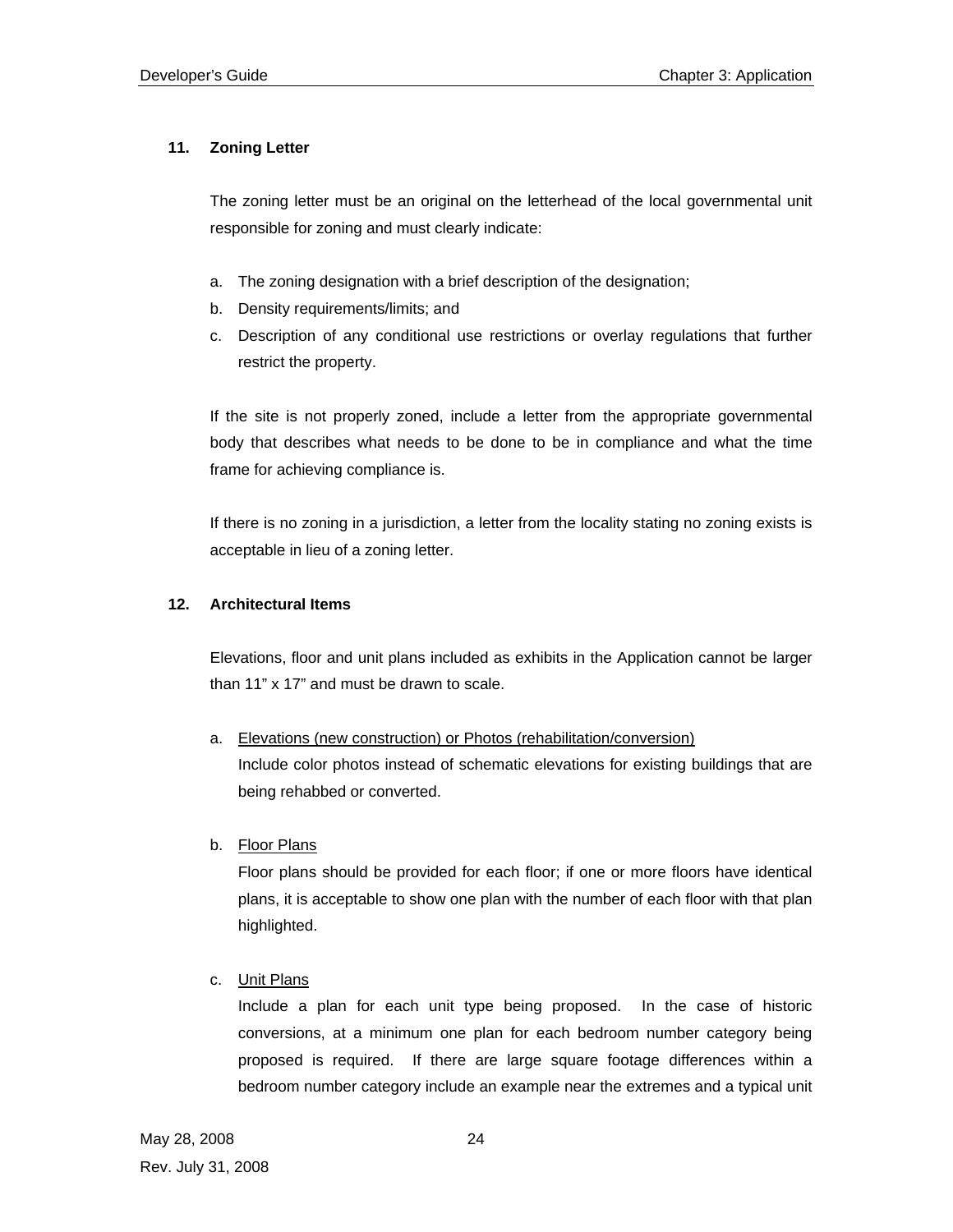### 11. Zoning Letter

The zoning letter must be an original on the letterhead of the local governmental unit responsible for zoning and must clearly indicate:

a. The zoning designation with a brief description of the designation;
b. Density requirements/limits; and
c. Description of any conditional use restrictions or overlay regulations that further restrict the property.

If the site is not properly zoned, include a letter from the appropriate governmental body that describes what needs to be done to be in compliance and what the time frame for achieving compliance is.

If there is no zoning in a jurisdiction, a letter from the locality stating no zoning exists is acceptable in lieu of a zoning letter.

### 12. Architectural Items

Elevations, floor and unit plans included as exhibits in the Application cannot be larger than 11" x 17" and must be drawn to scale.

a. <u>Elevations (new construction) or Photos (rehabilitation/conversion)</u>
   Include color photos instead of schematic elevations for existing buildings that are being rehabbed or converted.

b. <u>Floor Plans</u>
   Floor plans should be provided for each floor; if one or more floors have identical plans, it is acceptable to show one plan with the number of each floor with that plan highlighted.

c. <u>Unit Plans</u>
   Include a plan for each unit type being proposed. In the case of historic conversions, at a minimum one plan for each bedroom number category being proposed is required. If there are large square footage differences within a bedroom number category include an example near the extremes and a typical unit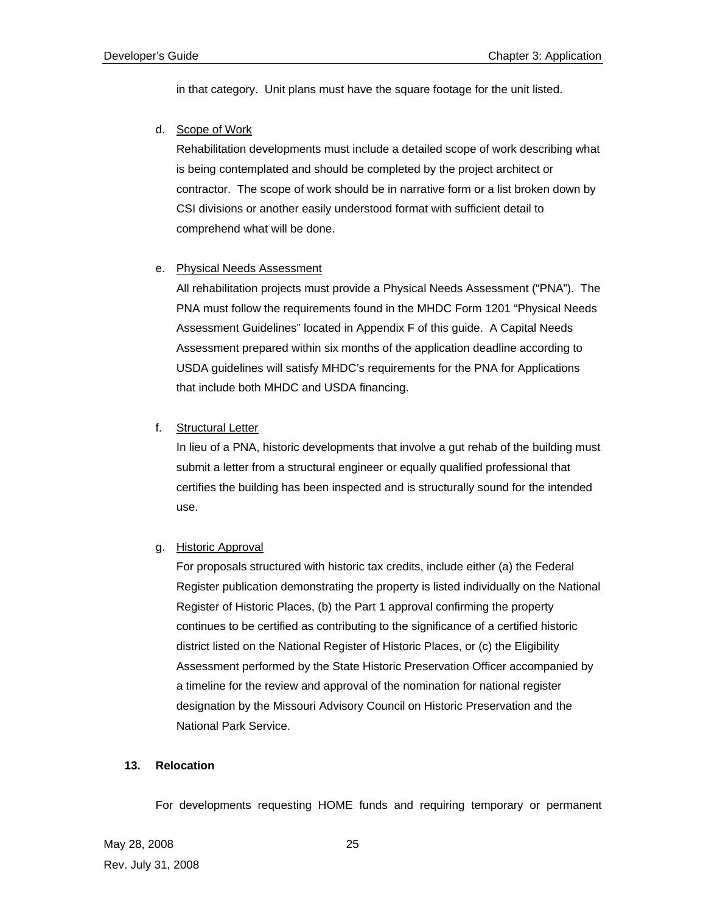in that category. Unit plans must have the square footage for the unit listed.

d. Scope of Work

Rehabilitation developments must include a detailed scope of work describing what is being contemplated and should be completed by the project architect or contractor. The scope of work should be in narrative form or a list broken down by CSI divisions or another easily understood format with sufficient detail to comprehend what will be done.

e. Physical Needs Assessment

All rehabilitation projects must provide a Physical Needs Assessment ("PNA"). The PNA must follow the requirements found in the MHDC Form 1201 "Physical Needs Assessment Guidelines" located in Appendix F of this guide. A Capital Needs Assessment prepared within six months of the application deadline according to USDA guidelines will satisfy MHDC's requirements for the PNA for Applications that include both MHDC and USDA financing.

f. Structural Letter

In lieu of a PNA, historic developments that involve a gut rehab of the building must submit a letter from a structural engineer or equally qualified professional that certifies the building has been inspected and is structurally sound for the intended use.

g. Historic Approval

For proposals structured with historic tax credits, include either (a) the Federal Register publication demonstrating the property is listed individually on the National Register of Historic Places, (b) the Part 1 approval confirming the property continues to be certified as contributing to the significance of a certified historic district listed on the National Register of Historic Places, or (c) the Eligibility Assessment performed by the State Historic Preservation Officer accompanied by a timeline for the review and approval of the nomination for national register designation by the Missouri Advisory Council on Historic Preservation and the National Park Service.

**13. Relocation**

For developments requesting HOME funds and requiring temporary or permanent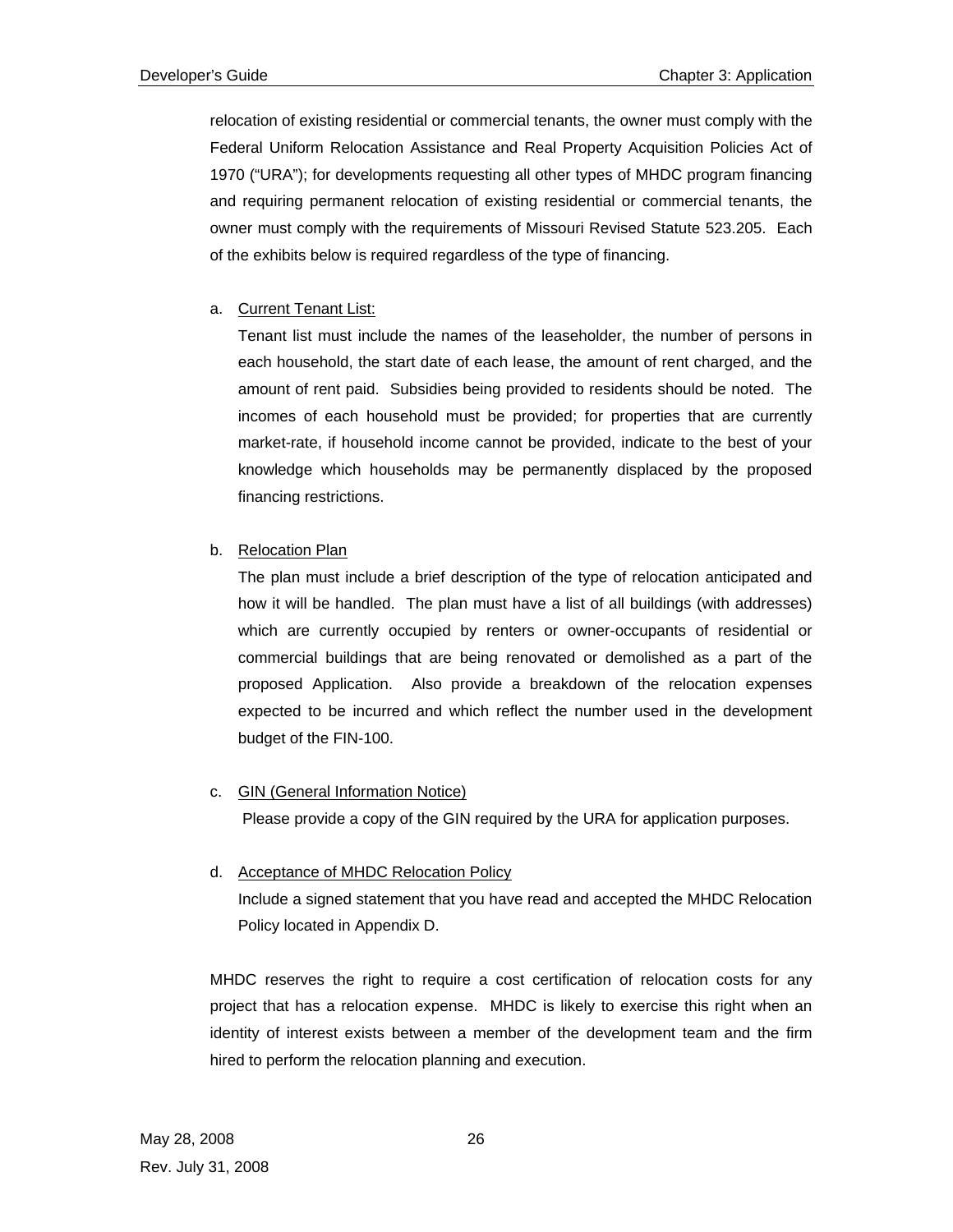relocation of existing residential or commercial tenants, the owner must comply with the Federal Uniform Relocation Assistance and Real Property Acquisition Policies Act of 1970 ("URA"); for developments requesting all other types of MHDC program financing and requiring permanent relocation of existing residential or commercial tenants, the owner must comply with the requirements of Missouri Revised Statute 523.205. Each of the exhibits below is required regardless of the type of financing.

a. <u>Current Tenant List:</u>

   Tenant list must include the names of the leaseholder, the number of persons in each household, the start date of each lease, the amount of rent charged, and the amount of rent paid. Subsidies being provided to residents should be noted. The incomes of each household must be provided; for properties that are currently market-rate, if household income cannot be provided, indicate to the best of your knowledge which households may be permanently displaced by the proposed financing restrictions.

b. <u>Relocation Plan</u>

   The plan must include a brief description of the type of relocation anticipated and how it will be handled. The plan must have a list of all buildings (with addresses) which are currently occupied by renters or owner-occupants of residential or commercial buildings that are being renovated or demolished as a part of the proposed Application. Also provide a breakdown of the relocation expenses expected to be incurred and which reflect the number used in the development budget of the FIN-100.

c. <u>GIN (General Information Notice)</u>

   Please provide a copy of the GIN required by the URA for application purposes.

d. <u>Acceptance of MHDC Relocation Policy</u>

   Include a signed statement that you have read and accepted the MHDC Relocation Policy located in Appendix D.

MHDC reserves the right to require a cost certification of relocation costs for any project that has a relocation expense. MHDC is likely to exercise this right when an identity of interest exists between a member of the development team and the firm hired to perform the relocation planning and execution.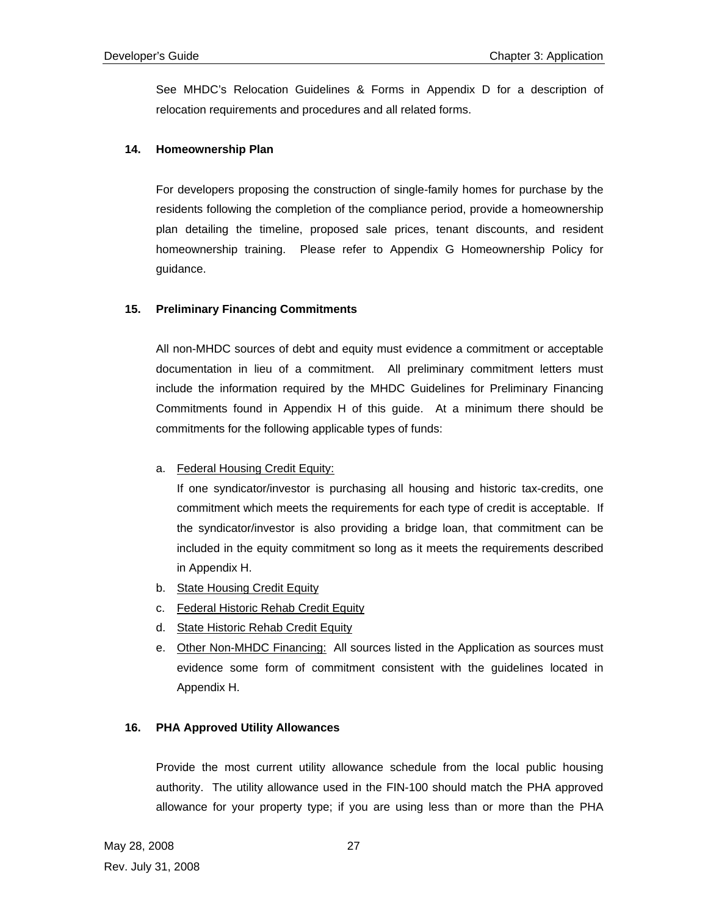See MHDC's Relocation Guidelines & Forms in Appendix D for a description of relocation requirements and procedures and all related forms.

### 14. Homeownership Plan

For developers proposing the construction of single-family homes for purchase by the residents following the completion of the compliance period, provide a homeownership plan detailing the timeline, proposed sale prices, tenant discounts, and resident homeownership training. Please refer to Appendix G Homeownership Policy for guidance.

### 15. Preliminary Financing Commitments

All non-MHDC sources of debt and equity must evidence a commitment or acceptable documentation in lieu of a commitment. All preliminary commitment letters must include the information required by the MHDC Guidelines for Preliminary Financing Commitments found in Appendix H of this guide. At a minimum there should be commitments for the following applicable types of funds:

a. <u>Federal Housing Credit Equity:</u>
   If one syndicator/investor is purchasing all housing and historic tax-credits, one commitment which meets the requirements for each type of credit is acceptable. If the syndicator/investor is also providing a bridge loan, that commitment can be included in the equity commitment so long as it meets the requirements described in Appendix H.
b. <u>State Housing Credit Equity</u>
c. <u>Federal Historic Rehab Credit Equity</u>
d. <u>State Historic Rehab Credit Equity</u>
e. <u>Other Non-MHDC Financing:</u> All sources listed in the Application as sources must evidence some form of commitment consistent with the guidelines located in Appendix H.

### 16. PHA Approved Utility Allowances

Provide the most current utility allowance schedule from the local public housing authority. The utility allowance used in the FIN-100 should match the PHA approved allowance for your property type; if you are using less than or more than the PHA

May 28, 2008
Rev. July 31, 2008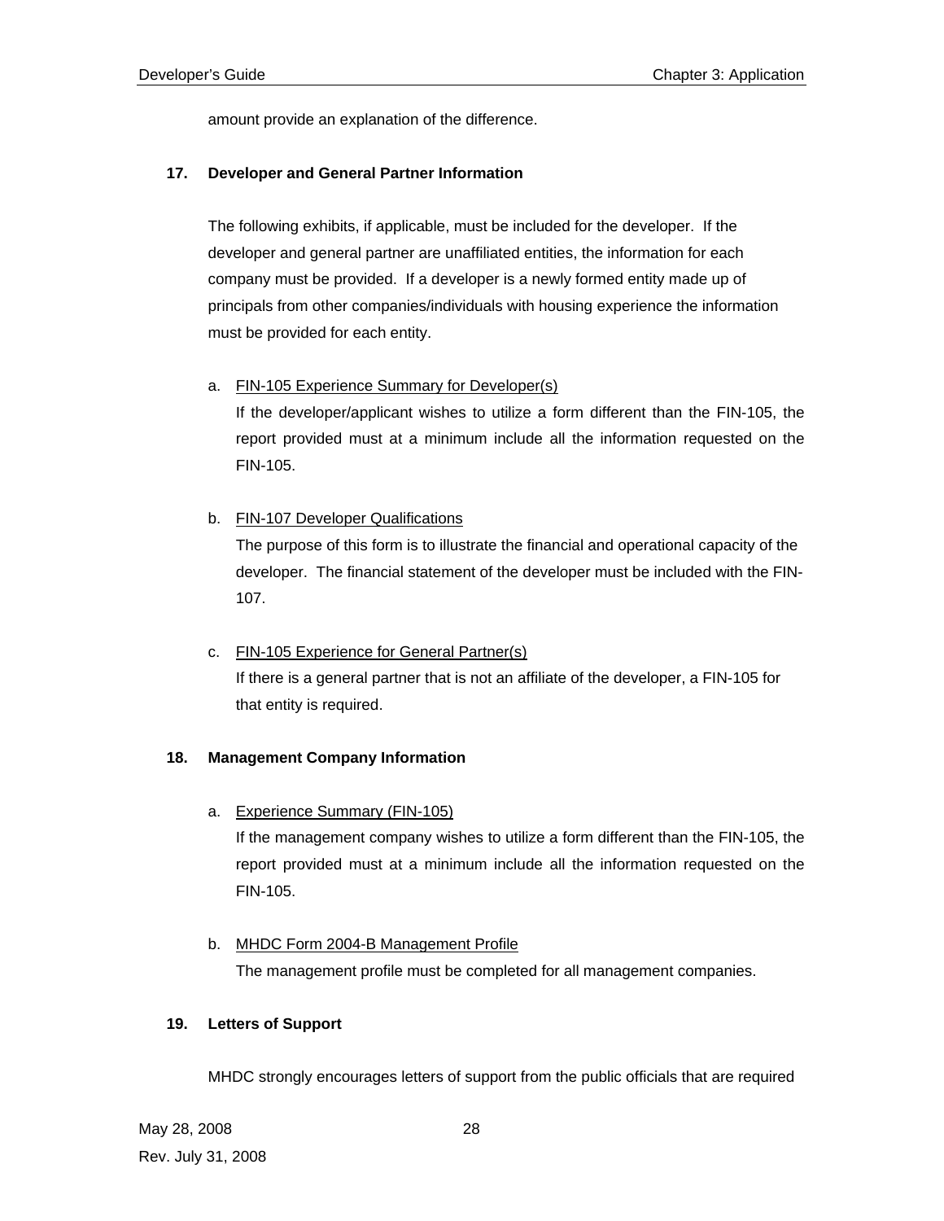amount provide an explanation of the difference.

**17. Developer and General Partner Information**

The following exhibits, if applicable, must be included for the developer. If the developer and general partner are unaffiliated entities, the information for each company must be provided. If a developer is a newly formed entity made up of principals from other companies/individuals with housing experience the information must be provided for each entity.

a. FIN-105 Experience Summary for Developer(s)
   If the developer/applicant wishes to utilize a form different than the FIN-105, the report provided must at a minimum include all the information requested on the FIN-105.

b. FIN-107 Developer Qualifications
   The purpose of this form is to illustrate the financial and operational capacity of the developer. The financial statement of the developer must be included with the FIN-107.

c. FIN-105 Experience for General Partner(s)
   If there is a general partner that is not an affiliate of the developer, a FIN-105 for that entity is required.

**18. Management Company Information**

a. Experience Summary (FIN-105)
   If the management company wishes to utilize a form different than the FIN-105, the report provided must at a minimum include all the information requested on the FIN-105.

b. MHDC Form 2004-B Management Profile
   The management profile must be completed for all management companies.

**19. Letters of Support**

MHDC strongly encourages letters of support from the public officials that are required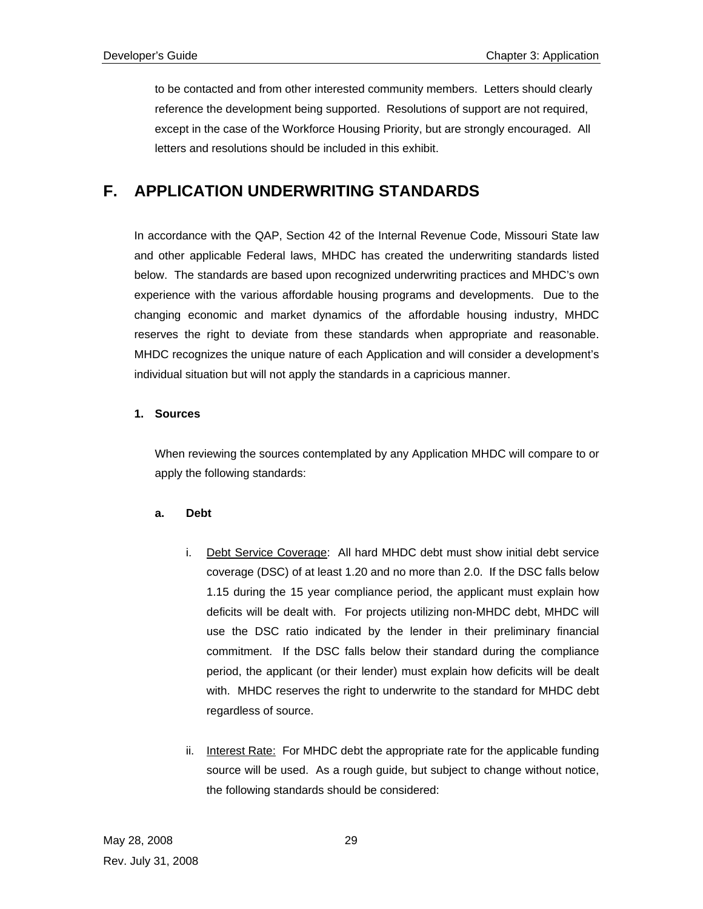to be contacted and from other interested community members. Letters should clearly reference the development being supported. Resolutions of support are not required, except in the case of the Workforce Housing Priority, but are strongly encouraged. All letters and resolutions should be included in this exhibit.

## F. APPLICATION UNDERWRITING STANDARDS

In accordance with the QAP, Section 42 of the Internal Revenue Code, Missouri State law and other applicable Federal laws, MHDC has created the underwriting standards listed below. The standards are based upon recognized underwriting practices and MHDC's own experience with the various affordable housing programs and developments. Due to the changing economic and market dynamics of the affordable housing industry, MHDC reserves the right to deviate from these standards when appropriate and reasonable. MHDC recognizes the unique nature of each Application and will consider a development's individual situation but will not apply the standards in a capricious manner.

### 1. Sources

When reviewing the sources contemplated by any Application MHDC will compare to or apply the following standards:

#### a. Debt

i. <u>Debt Service Coverage</u>: All hard MHDC debt must show initial debt service coverage (DSC) of at least 1.20 and no more than 2.0. If the DSC falls below 1.15 during the 15 year compliance period, the applicant must explain how deficits will be dealt with. For projects utilizing non-MHDC debt, MHDC will use the DSC ratio indicated by the lender in their preliminary financial commitment. If the DSC falls below their standard during the compliance period, the applicant (or their lender) must explain how deficits will be dealt with. MHDC reserves the right to underwrite to the standard for MHDC debt regardless of source.

ii. <u>Interest Rate:</u> For MHDC debt the appropriate rate for the applicable funding source will be used. As a rough guide, but subject to change without notice, the following standards should be considered: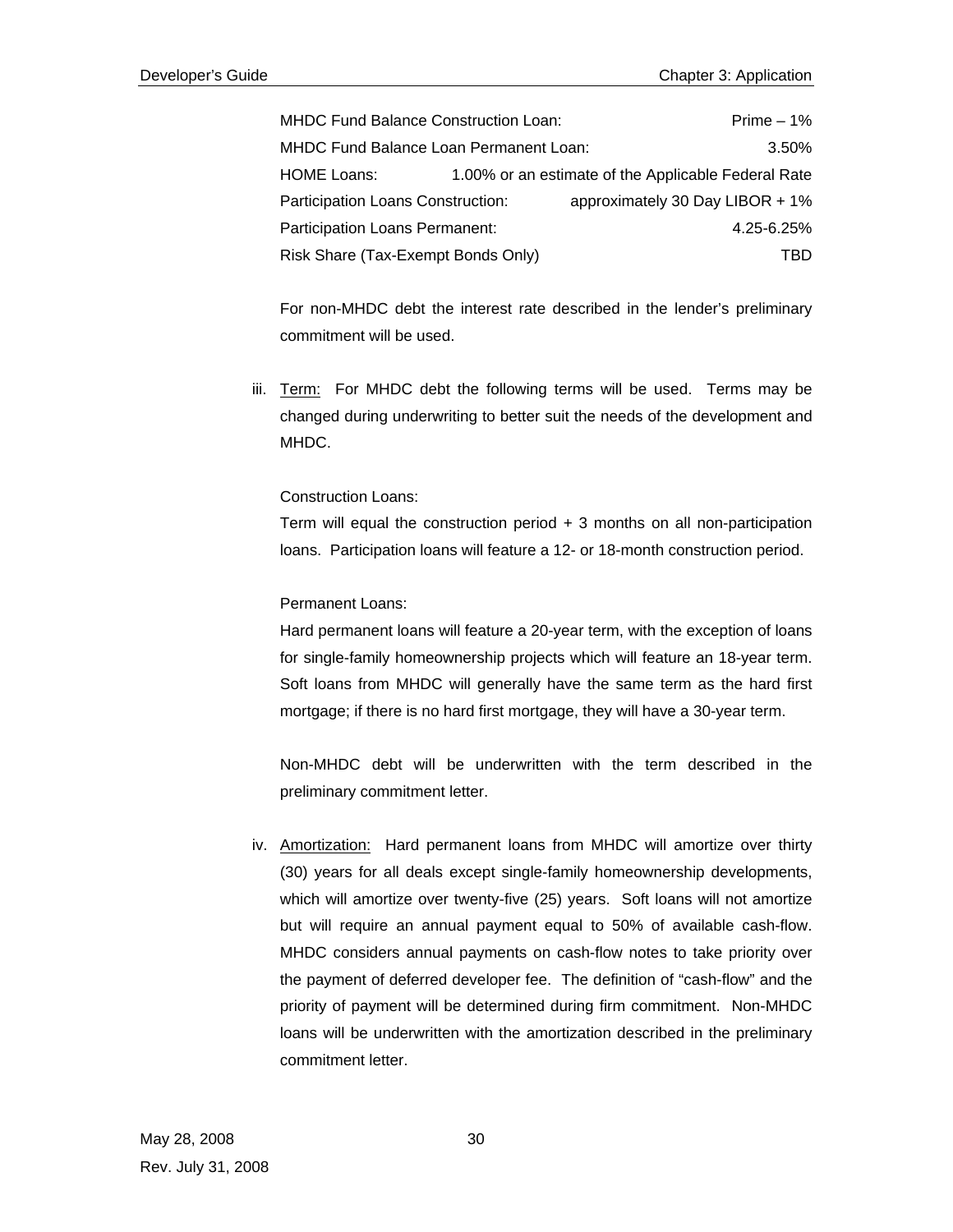| | |
|---|---|
| MHDC Fund Balance Construction Loan: | Prime – 1% |
| MHDC Fund Balance Loan Permanent Loan: | 3.50% |
| HOME Loans: | 1.00% or an estimate of the Applicable Federal Rate |
| Participation Loans Construction: | approximately 30 Day LIBOR + 1% |
| Participation Loans Permanent: | 4.25-6.25% |
| Risk Share (Tax-Exempt Bonds Only) | TBD |

For non-MHDC debt the interest rate described in the lender's preliminary commitment will be used.

iii. Term: For MHDC debt the following terms will be used. Terms may be changed during underwriting to better suit the needs of the development and MHDC.

Construction Loans:
Term will equal the construction period + 3 months on all non-participation loans. Participation loans will feature a 12- or 18-month construction period.

Permanent Loans:
Hard permanent loans will feature a 20-year term, with the exception of loans for single-family homeownership projects which will feature an 18-year term. Soft loans from MHDC will generally have the same term as the hard first mortgage; if there is no hard first mortgage, they will have a 30-year term.

Non-MHDC debt will be underwritten with the term described in the preliminary commitment letter.

iv. Amortization: Hard permanent loans from MHDC will amortize over thirty (30) years for all deals except single-family homeownership developments, which will amortize over twenty-five (25) years. Soft loans will not amortize but will require an annual payment equal to 50% of available cash-flow. MHDC considers annual payments on cash-flow notes to take priority over the payment of deferred developer fee. The definition of "cash-flow" and the priority of payment will be determined during firm commitment. Non-MHDC loans will be underwritten with the amortization described in the preliminary commitment letter.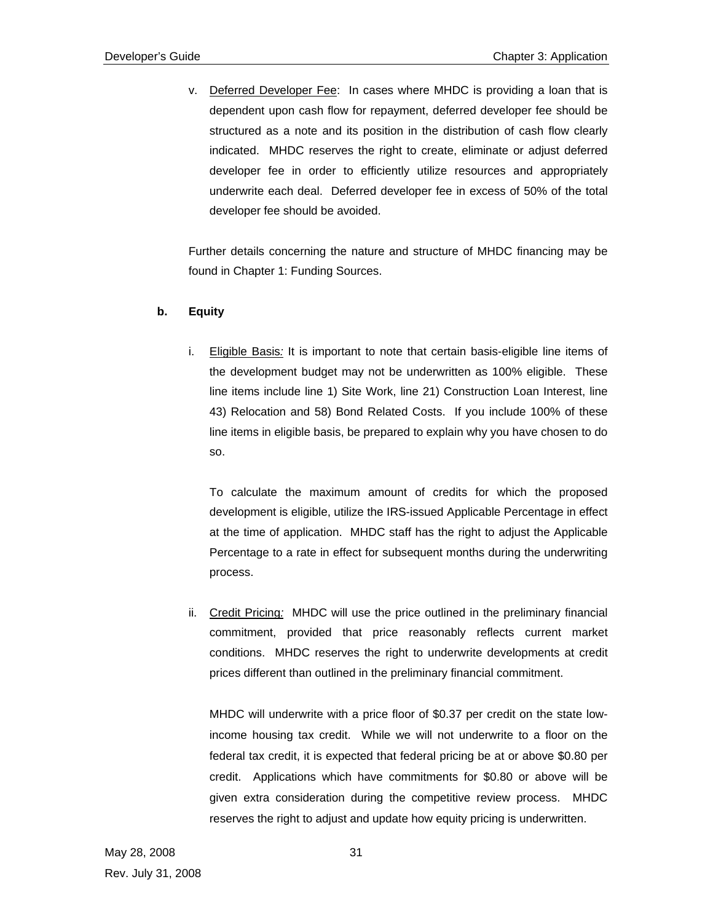v. Deferred Developer Fee: In cases where MHDC is providing a loan that is dependent upon cash flow for repayment, deferred developer fee should be structured as a note and its position in the distribution of cash flow clearly indicated. MHDC reserves the right to create, eliminate or adjust deferred developer fee in order to efficiently utilize resources and appropriately underwrite each deal. Deferred developer fee in excess of 50% of the total developer fee should be avoided.

Further details concerning the nature and structure of MHDC financing may be found in Chapter 1: Funding Sources.

**b. Equity**

i. Eligible Basis*:* It is important to note that certain basis-eligible line items of the development budget may not be underwritten as 100% eligible. These line items include line 1) Site Work, line 21) Construction Loan Interest, line 43) Relocation and 58) Bond Related Costs. If you include 100% of these line items in eligible basis, be prepared to explain why you have chosen to do so.

To calculate the maximum amount of credits for which the proposed development is eligible, utilize the IRS-issued Applicable Percentage in effect at the time of application. MHDC staff has the right to adjust the Applicable Percentage to a rate in effect for subsequent months during the underwriting process.

ii. Credit Pricing*:* MHDC will use the price outlined in the preliminary financial commitment, provided that price reasonably reflects current market conditions. MHDC reserves the right to underwrite developments at credit prices different than outlined in the preliminary financial commitment.

MHDC will underwrite with a price floor of $0.37 per credit on the state low-income housing tax credit. While we will not underwrite to a floor on the federal tax credit, it is expected that federal pricing be at or above $0.80 per credit. Applications which have commitments for $0.80 or above will be given extra consideration during the competitive review process. MHDC reserves the right to adjust and update how equity pricing is underwritten.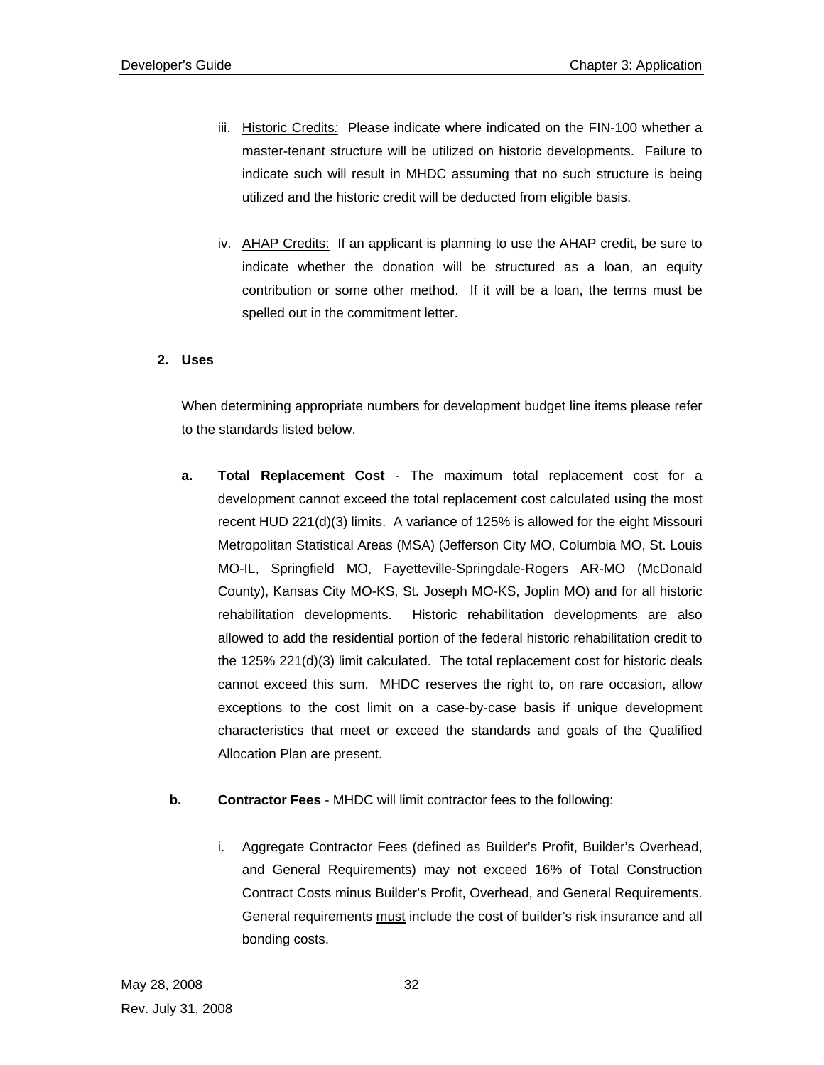iii. <u>Historic Credits</u>*:* Please indicate where indicated on the FIN-100 whether a master-tenant structure will be utilized on historic developments. Failure to indicate such will result in MHDC assuming that no such structure is being utilized and the historic credit will be deducted from eligible basis.

iv. <u>AHAP Credits:</u> If an applicant is planning to use the AHAP credit, be sure to indicate whether the donation will be structured as a loan, an equity contribution or some other method. If it will be a loan, the terms must be spelled out in the commitment letter.

**2. Uses**

When determining appropriate numbers for development budget line items please refer to the standards listed below.

**a. Total Replacement Cost** - The maximum total replacement cost for a development cannot exceed the total replacement cost calculated using the most recent HUD 221(d)(3) limits. A variance of 125% is allowed for the eight Missouri Metropolitan Statistical Areas (MSA) (Jefferson City MO, Columbia MO, St. Louis MO-IL, Springfield MO, Fayetteville-Springdale-Rogers AR-MO (McDonald County), Kansas City MO-KS, St. Joseph MO-KS, Joplin MO) and for all historic rehabilitation developments. Historic rehabilitation developments are also allowed to add the residential portion of the federal historic rehabilitation credit to the 125% 221(d)(3) limit calculated. The total replacement cost for historic deals cannot exceed this sum. MHDC reserves the right to, on rare occasion, allow exceptions to the cost limit on a case-by-case basis if unique development characteristics that meet or exceed the standards and goals of the Qualified Allocation Plan are present.

**b. Contractor Fees** - MHDC will limit contractor fees to the following:

i. Aggregate Contractor Fees (defined as Builder's Profit, Builder's Overhead, and General Requirements) may not exceed 16% of Total Construction Contract Costs minus Builder's Profit, Overhead, and General Requirements. General requirements <u>must</u> include the cost of builder's risk insurance and all bonding costs.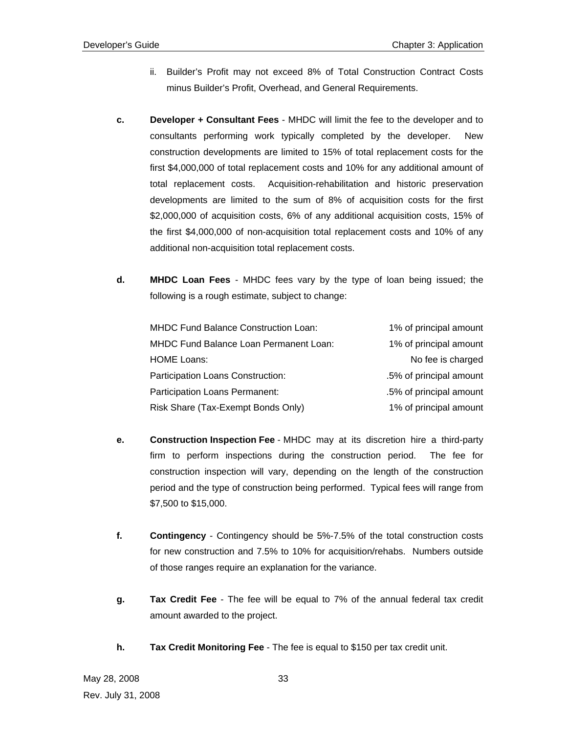ii. Builder's Profit may not exceed 8% of Total Construction Contract Costs minus Builder's Profit, Overhead, and General Requirements.

**c. Developer + Consultant Fees** - MHDC will limit the fee to the developer and to consultants performing work typically completed by the developer. New construction developments are limited to 15% of total replacement costs for the first $4,000,000 of total replacement costs and 10% for any additional amount of total replacement costs. Acquisition-rehabilitation and historic preservation developments are limited to the sum of 8% of acquisition costs for the first $2,000,000 of acquisition costs, 6% of any additional acquisition costs, 15% of the first $4,000,000 of non-acquisition total replacement costs and 10% of any additional non-acquisition total replacement costs.

**d. MHDC Loan Fees** - MHDC fees vary by the type of loan being issued; the following is a rough estimate, subject to change:

| | |
|---|---|
| MHDC Fund Balance Construction Loan: | 1% of principal amount |
| MHDC Fund Balance Loan Permanent Loan: | 1% of principal amount |
| HOME Loans: | No fee is charged |
| Participation Loans Construction: | .5% of principal amount |
| Participation Loans Permanent: | .5% of principal amount |
| Risk Share (Tax-Exempt Bonds Only) | 1% of principal amount |

**e. Construction Inspection Fee** - MHDC may at its discretion hire a third-party firm to perform inspections during the construction period. The fee for construction inspection will vary, depending on the length of the construction period and the type of construction being performed. Typical fees will range from $7,500 to $15,000.

**f. Contingency** - Contingency should be 5%-7.5% of the total construction costs for new construction and 7.5% to 10% for acquisition/rehabs. Numbers outside of those ranges require an explanation for the variance.

**g. Tax Credit Fee** - The fee will be equal to 7% of the annual federal tax credit amount awarded to the project.

**h. Tax Credit Monitoring Fee** - The fee is equal to $150 per tax credit unit.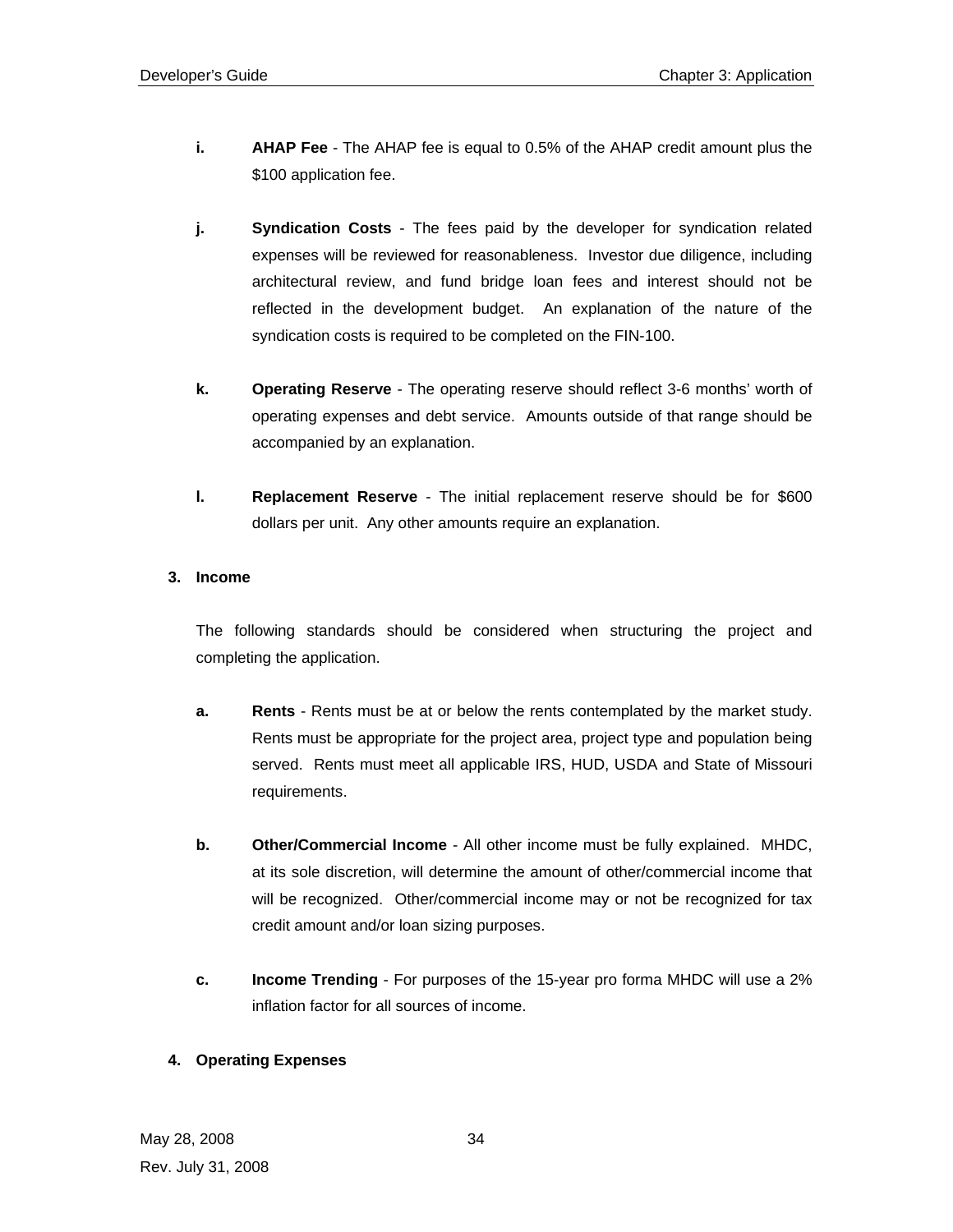**i.** **AHAP Fee** - The AHAP fee is equal to 0.5% of the AHAP credit amount plus the $100 application fee.

**j.** **Syndication Costs** - The fees paid by the developer for syndication related expenses will be reviewed for reasonableness. Investor due diligence, including architectural review, and fund bridge loan fees and interest should not be reflected in the development budget. An explanation of the nature of the syndication costs is required to be completed on the FIN-100.

**k.** **Operating Reserve** - The operating reserve should reflect 3-6 months' worth of operating expenses and debt service. Amounts outside of that range should be accompanied by an explanation.

**l.** **Replacement Reserve** - The initial replacement reserve should be for $600 dollars per unit. Any other amounts require an explanation.

**3. Income**

The following standards should be considered when structuring the project and completing the application.

**a.** **Rents** - Rents must be at or below the rents contemplated by the market study. Rents must be appropriate for the project area, project type and population being served. Rents must meet all applicable IRS, HUD, USDA and State of Missouri requirements.

**b.** **Other/Commercial Income** - All other income must be fully explained. MHDC, at its sole discretion, will determine the amount of other/commercial income that will be recognized. Other/commercial income may or not be recognized for tax credit amount and/or loan sizing purposes.

**c.** **Income Trending** - For purposes of the 15-year pro forma MHDC will use a 2% inflation factor for all sources of income.

**4. Operating Expenses**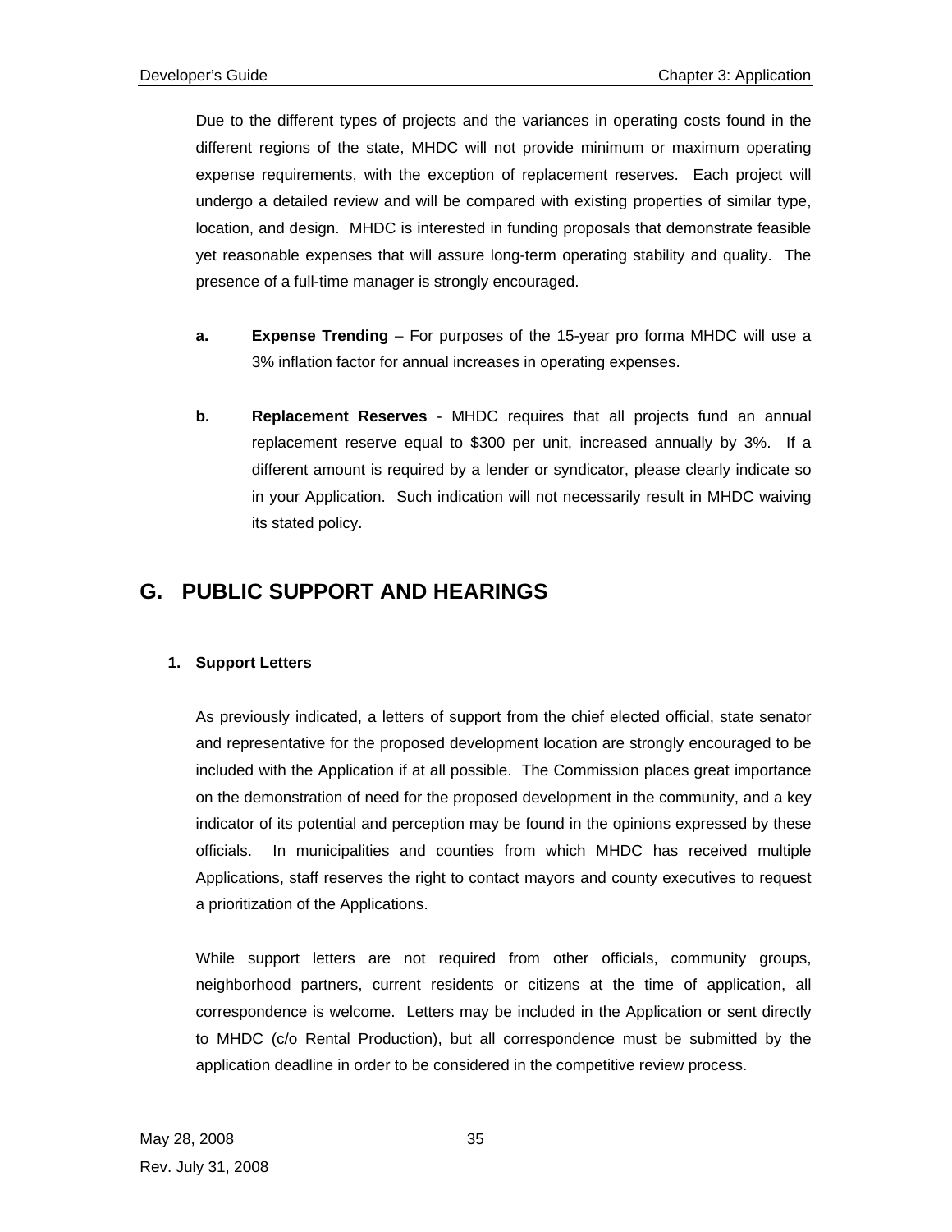Due to the different types of projects and the variances in operating costs found in the different regions of the state, MHDC will not provide minimum or maximum operating expense requirements, with the exception of replacement reserves. Each project will undergo a detailed review and will be compared with existing properties of similar type, location, and design. MHDC is interested in funding proposals that demonstrate feasible yet reasonable expenses that will assure long-term operating stability and quality. The presence of a full-time manager is strongly encouraged.

**a.** **Expense Trending** – For purposes of the 15-year pro forma MHDC will use a 3% inflation factor for annual increases in operating expenses.

**b.** **Replacement Reserves** - MHDC requires that all projects fund an annual replacement reserve equal to $300 per unit, increased annually by 3%. If a different amount is required by a lender or syndicator, please clearly indicate so in your Application. Such indication will not necessarily result in MHDC waiving its stated policy.

## G. PUBLIC SUPPORT AND HEARINGS

### 1. Support Letters

As previously indicated, a letters of support from the chief elected official, state senator and representative for the proposed development location are strongly encouraged to be included with the Application if at all possible. The Commission places great importance on the demonstration of need for the proposed development in the community, and a key indicator of its potential and perception may be found in the opinions expressed by these officials. In municipalities and counties from which MHDC has received multiple Applications, staff reserves the right to contact mayors and county executives to request a prioritization of the Applications.

While support letters are not required from other officials, community groups, neighborhood partners, current residents or citizens at the time of application, all correspondence is welcome. Letters may be included in the Application or sent directly to MHDC (c/o Rental Production), but all correspondence must be submitted by the application deadline in order to be considered in the competitive review process.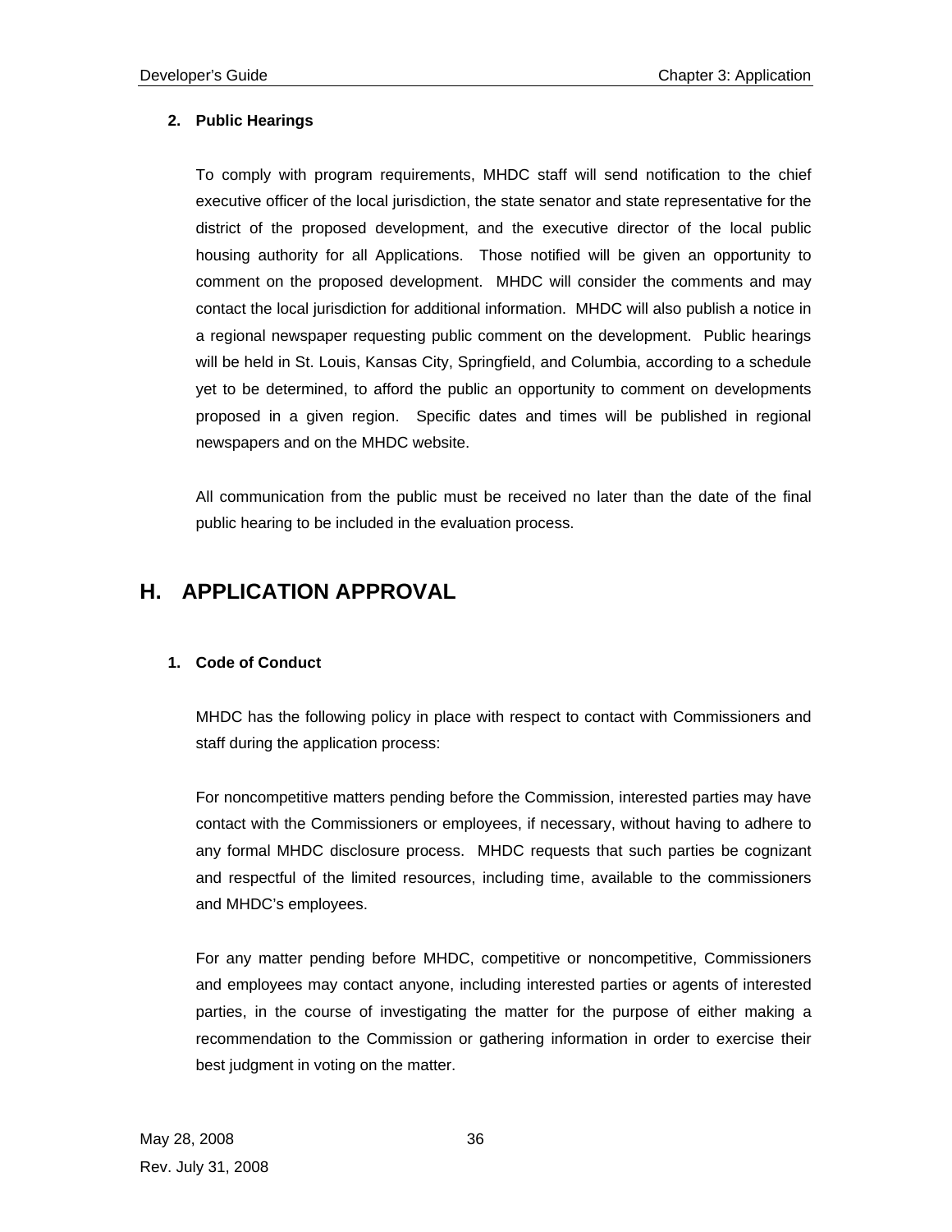### 2. Public Hearings

To comply with program requirements, MHDC staff will send notification to the chief executive officer of the local jurisdiction, the state senator and state representative for the district of the proposed development, and the executive director of the local public housing authority for all Applications. Those notified will be given an opportunity to comment on the proposed development. MHDC will consider the comments and may contact the local jurisdiction for additional information. MHDC will also publish a notice in a regional newspaper requesting public comment on the development. Public hearings will be held in St. Louis, Kansas City, Springfield, and Columbia, according to a schedule yet to be determined, to afford the public an opportunity to comment on developments proposed in a given region. Specific dates and times will be published in regional newspapers and on the MHDC website.

All communication from the public must be received no later than the date of the final public hearing to be included in the evaluation process.

## H. APPLICATION APPROVAL

### 1. Code of Conduct

MHDC has the following policy in place with respect to contact with Commissioners and staff during the application process:

For noncompetitive matters pending before the Commission, interested parties may have contact with the Commissioners or employees, if necessary, without having to adhere to any formal MHDC disclosure process. MHDC requests that such parties be cognizant and respectful of the limited resources, including time, available to the commissioners and MHDC's employees.

For any matter pending before MHDC, competitive or noncompetitive, Commissioners and employees may contact anyone, including interested parties or agents of interested parties, in the course of investigating the matter for the purpose of either making a recommendation to the Commission or gathering information in order to exercise their best judgment in voting on the matter.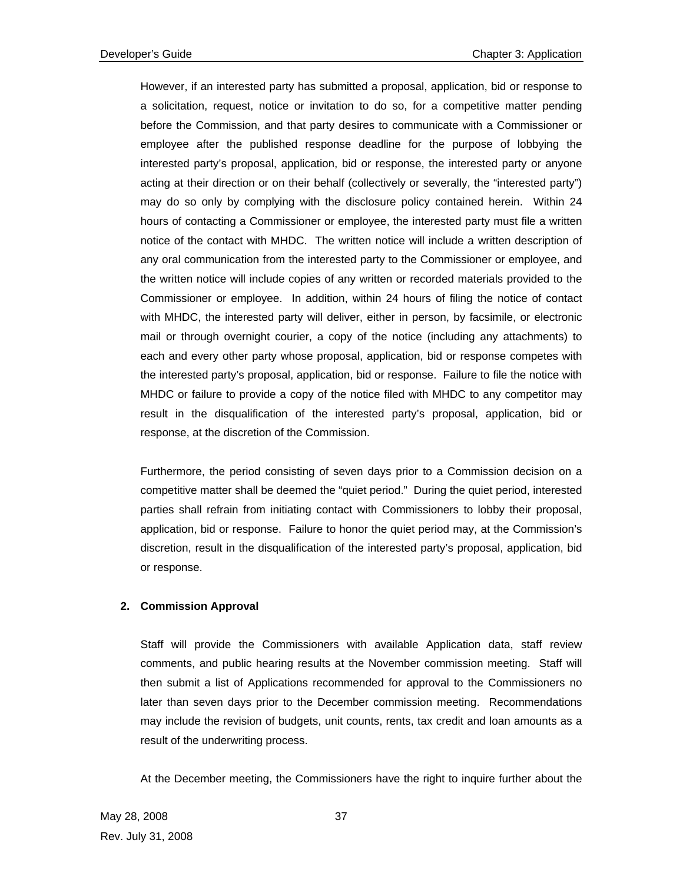However, if an interested party has submitted a proposal, application, bid or response to a solicitation, request, notice or invitation to do so, for a competitive matter pending before the Commission, and that party desires to communicate with a Commissioner or employee after the published response deadline for the purpose of lobbying the interested party's proposal, application, bid or response, the interested party or anyone acting at their direction or on their behalf (collectively or severally, the "interested party") may do so only by complying with the disclosure policy contained herein. Within 24 hours of contacting a Commissioner or employee, the interested party must file a written notice of the contact with MHDC. The written notice will include a written description of any oral communication from the interested party to the Commissioner or employee, and the written notice will include copies of any written or recorded materials provided to the Commissioner or employee. In addition, within 24 hours of filing the notice of contact with MHDC, the interested party will deliver, either in person, by facsimile, or electronic mail or through overnight courier, a copy of the notice (including any attachments) to each and every other party whose proposal, application, bid or response competes with the interested party's proposal, application, bid or response. Failure to file the notice with MHDC or failure to provide a copy of the notice filed with MHDC to any competitor may result in the disqualification of the interested party's proposal, application, bid or response, at the discretion of the Commission.

Furthermore, the period consisting of seven days prior to a Commission decision on a competitive matter shall be deemed the "quiet period." During the quiet period, interested parties shall refrain from initiating contact with Commissioners to lobby their proposal, application, bid or response. Failure to honor the quiet period may, at the Commission's discretion, result in the disqualification of the interested party's proposal, application, bid or response.

**2. Commission Approval**

Staff will provide the Commissioners with available Application data, staff review comments, and public hearing results at the November commission meeting. Staff will then submit a list of Applications recommended for approval to the Commissioners no later than seven days prior to the December commission meeting. Recommendations may include the revision of budgets, unit counts, rents, tax credit and loan amounts as a result of the underwriting process.

At the December meeting, the Commissioners have the right to inquire further about the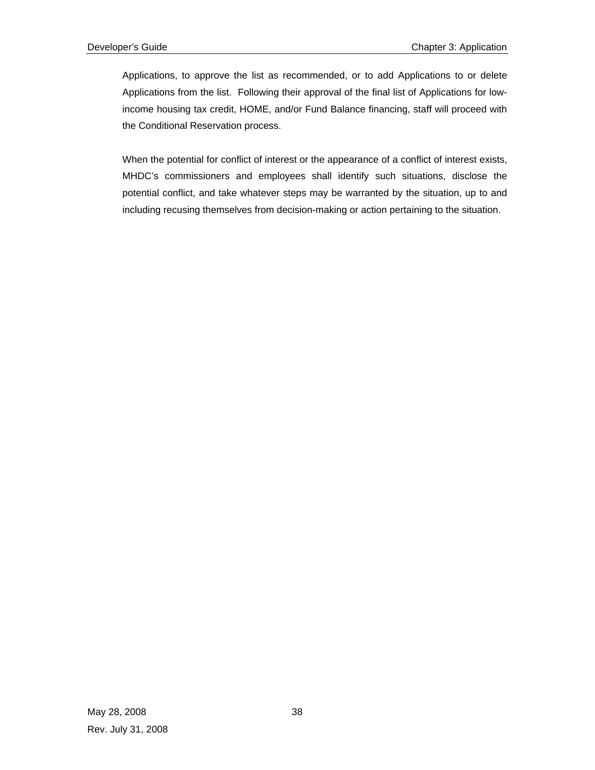Applications, to approve the list as recommended, or to add Applications to or delete Applications from the list. Following their approval of the final list of Applications for low-income housing tax credit, HOME, and/or Fund Balance financing, staff will proceed with the Conditional Reservation process.

When the potential for conflict of interest or the appearance of a conflict of interest exists, MHDC's commissioners and employees shall identify such situations, disclose the potential conflict, and take whatever steps may be warranted by the situation, up to and including recusing themselves from decision-making or action pertaining to the situation.